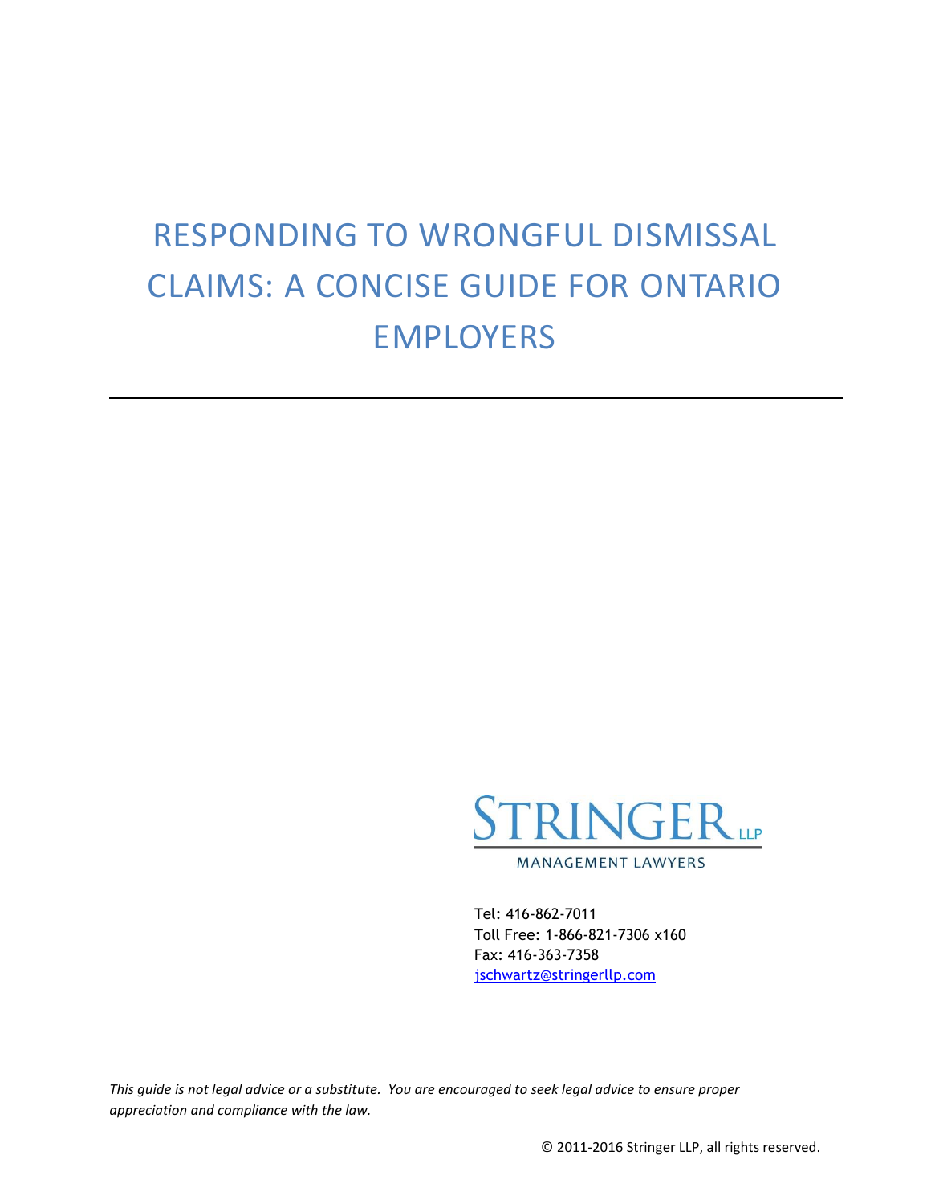# RESPONDING TO WRONGFUL DISMISSAL CLAIMS: A CONCISE GUIDE FOR ONTARIO EMPLOYERS

---

STRINGER LLP

MANAGEMENT LAWYERS

Tel: 416-862-7011
Toll Free: 1-866-821-7306 x160
Fax: 416-363-7358
jschwartz@stringerllp.com

*This guide is not legal advice or a substitute. You are encouraged to seek legal advice to ensure proper appreciation and compliance with the law.*

© 2011-2016 Stringer LLP, all rights reserved.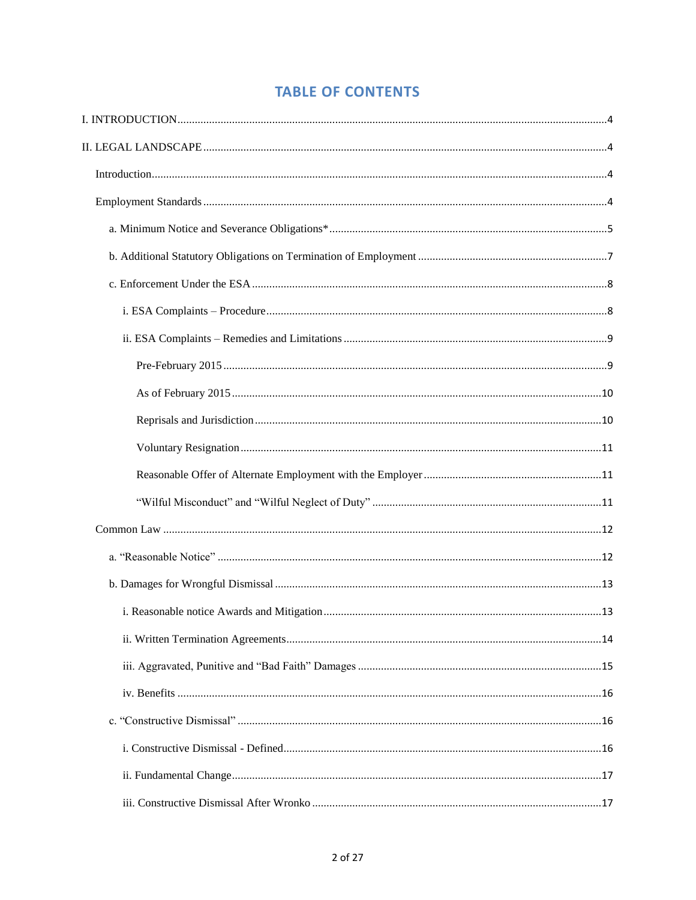# TABLE OF CONTENTS

I. INTRODUCTION .... 4

II. LEGAL LANDSCAPE .... 4

- Introduction .... 4
- Employment Standards .... 4
  - a. Minimum Notice and Severance Obligations* .... 5
  - b. Additional Statutory Obligations on Termination of Employment .... 7
  - c. Enforcement Under the ESA .... 8
    - i. ESA Complaints – Procedure .... 8
    - ii. ESA Complaints – Remedies and Limitations .... 9
      - Pre-February 2015 .... 9
      - As of February 2015 .... 10
      - Reprisals and Jurisdiction .... 10
      - Voluntary Resignation .... 11
      - Reasonable Offer of Alternate Employment with the Employer .... 11
      - "Wilful Misconduct" and "Wilful Neglect of Duty" .... 11
- Common Law .... 12
  - a. "Reasonable Notice" .... 12
  - b. Damages for Wrongful Dismissal .... 13
    - i. Reasonable notice Awards and Mitigation .... 13
    - ii. Written Termination Agreements .... 14
    - iii. Aggravated, Punitive and "Bad Faith" Damages .... 15
    - iv. Benefits .... 16
  - c. "Constructive Dismissal" .... 16
    - i. Constructive Dismissal - Defined .... 16
    - ii. Fundamental Change .... 17
    - iii. Constructive Dismissal After Wronko .... 17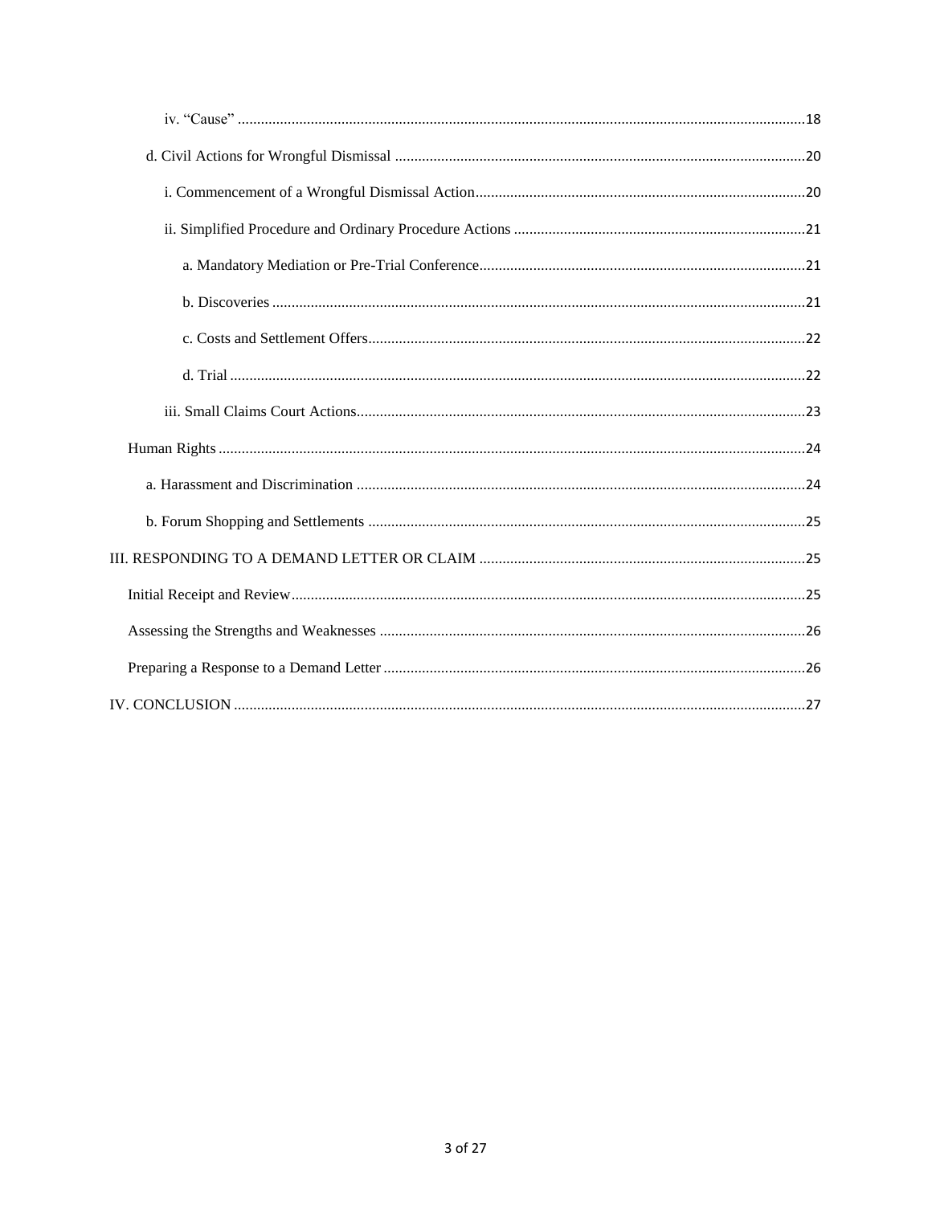- iv. "Cause" ....................................................................................................................................18
- d. Civil Actions for Wrongful Dismissal ..........................................................................................20
  - i. Commencement of a Wrongful Dismissal Action.....................................................................20
  - ii. Simplified Procedure and Ordinary Procedure Actions ...........................................................21
    - a. Mandatory Mediation or Pre-Trial Conference....................................................................21
    - b. Discoveries ..........................................................................................................................21
    - c. Costs and Settlement Offers.................................................................................................22
    - d. Trial .....................................................................................................................................22
  - iii. Small Claims Court Actions.....................................................................................................23
- Human Rights ......................................................................................................................................24
  - a. Harassment and Discrimination ....................................................................................................24
  - b. Forum Shopping and Settlements .................................................................................................25

III. RESPONDING TO A DEMAND LETTER OR CLAIM .....................................................................25

- Initial Receipt and Review.....................................................................................................................25
- Assessing the Strengths and Weaknesses .............................................................................................26
- Preparing a Response to a Demand Letter .............................................................................................26

IV. CONCLUSION ....................................................................................................................................27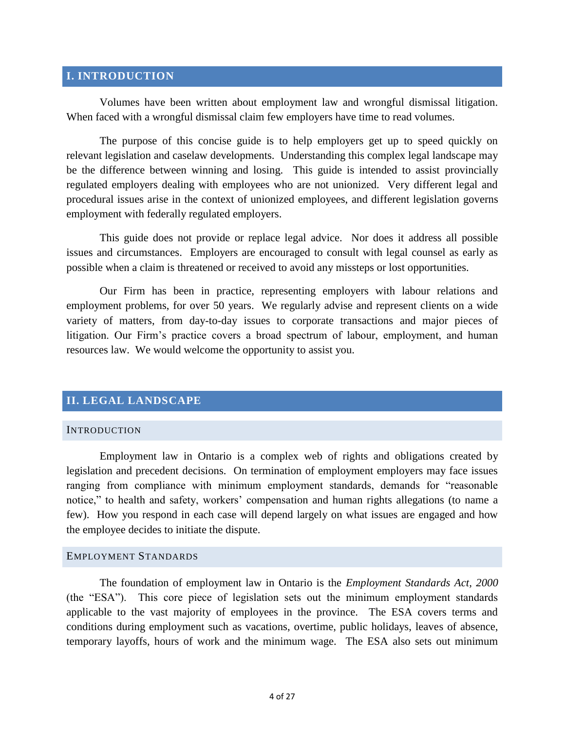## I. INTRODUCTION

Volumes have been written about employment law and wrongful dismissal litigation. When faced with a wrongful dismissal claim few employers have time to read volumes.

The purpose of this concise guide is to help employers get up to speed quickly on relevant legislation and caselaw developments. Understanding this complex legal landscape may be the difference between winning and losing. This guide is intended to assist provincially regulated employers dealing with employees who are not unionized. Very different legal and procedural issues arise in the context of unionized employees, and different legislation governs employment with federally regulated employers.

This guide does not provide or replace legal advice. Nor does it address all possible issues and circumstances. Employers are encouraged to consult with legal counsel as early as possible when a claim is threatened or received to avoid any missteps or lost opportunities.

Our Firm has been in practice, representing employers with labour relations and employment problems, for over 50 years. We regularly advise and represent clients on a wide variety of matters, from day-to-day issues to corporate transactions and major pieces of litigation. Our Firm's practice covers a broad spectrum of labour, employment, and human resources law. We would welcome the opportunity to assist you.

## II. LEGAL LANDSCAPE

### Introduction

Employment law in Ontario is a complex web of rights and obligations created by legislation and precedent decisions. On termination of employment employers may face issues ranging from compliance with minimum employment standards, demands for "reasonable notice," to health and safety, workers' compensation and human rights allegations (to name a few). How you respond in each case will depend largely on what issues are engaged and how the employee decides to initiate the dispute.

### Employment Standards

The foundation of employment law in Ontario is the *Employment Standards Act, 2000* (the "ESA"). This core piece of legislation sets out the minimum employment standards applicable to the vast majority of employees in the province. The ESA covers terms and conditions during employment such as vacations, overtime, public holidays, leaves of absence, temporary layoffs, hours of work and the minimum wage. The ESA also sets out minimum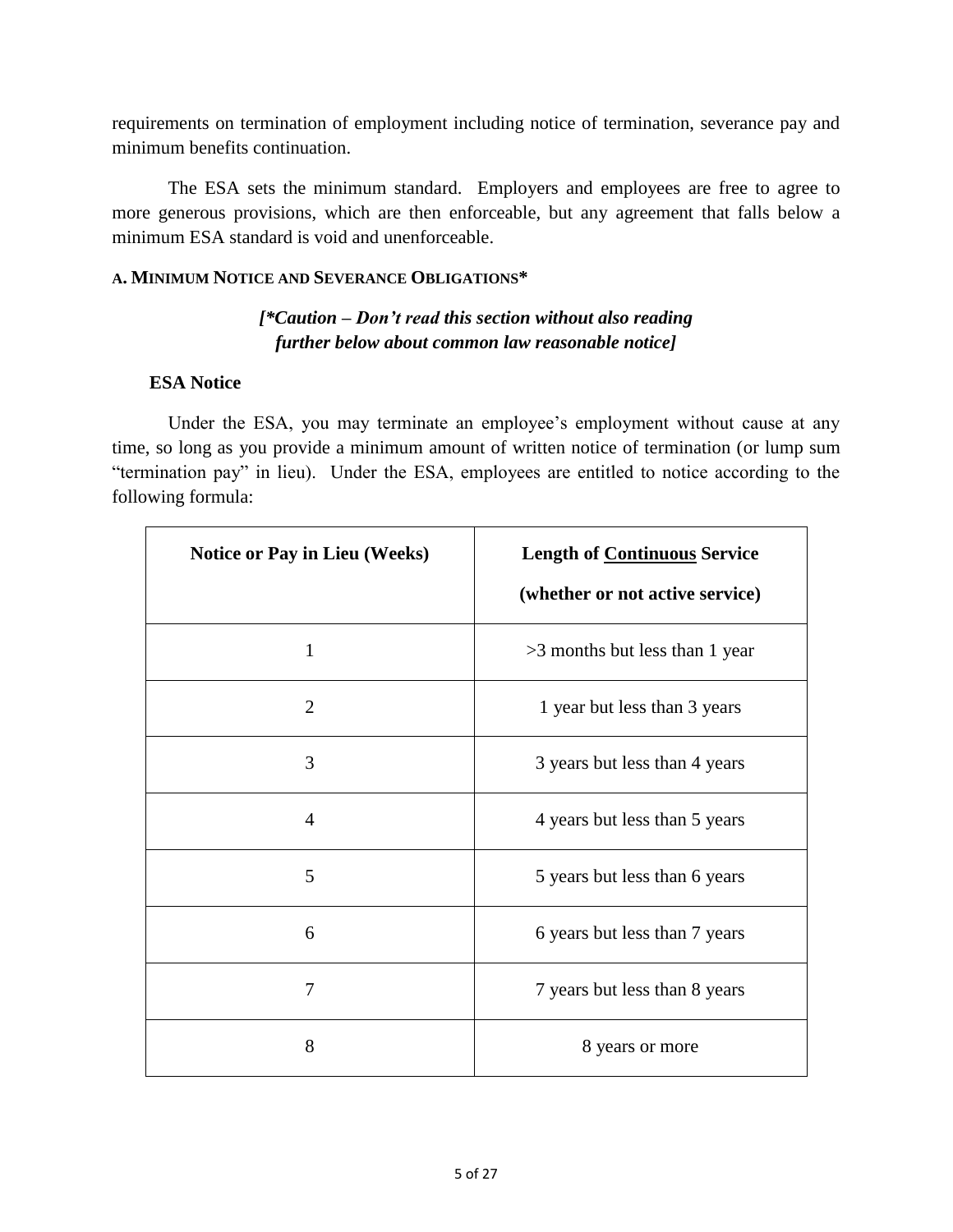requirements on termination of employment including notice of termination, severance pay and minimum benefits continuation.

The ESA sets the minimum standard. Employers and employees are free to agree to more generous provisions, which are then enforceable, but any agreement that falls below a minimum ESA standard is void and unenforceable.

### A. Minimum Notice and Severance Obligations*

***[*Caution – Don't read this section without also reading further below about common law reasonable notice]***

#### ESA Notice

Under the ESA, you may terminate an employee's employment without cause at any time, so long as you provide a minimum amount of written notice of termination (or lump sum "termination pay" in lieu). Under the ESA, employees are entitled to notice according to the following formula:

| Notice or Pay in Lieu (Weeks) | Length of Continuous Service (whether or not active service) |
|---|---|
| 1 | >3 months but less than 1 year |
| 2 | 1 year but less than 3 years |
| 3 | 3 years but less than 4 years |
| 4 | 4 years but less than 5 years |
| 5 | 5 years but less than 6 years |
| 6 | 6 years but less than 7 years |
| 7 | 7 years but less than 8 years |
| 8 | 8 years or more |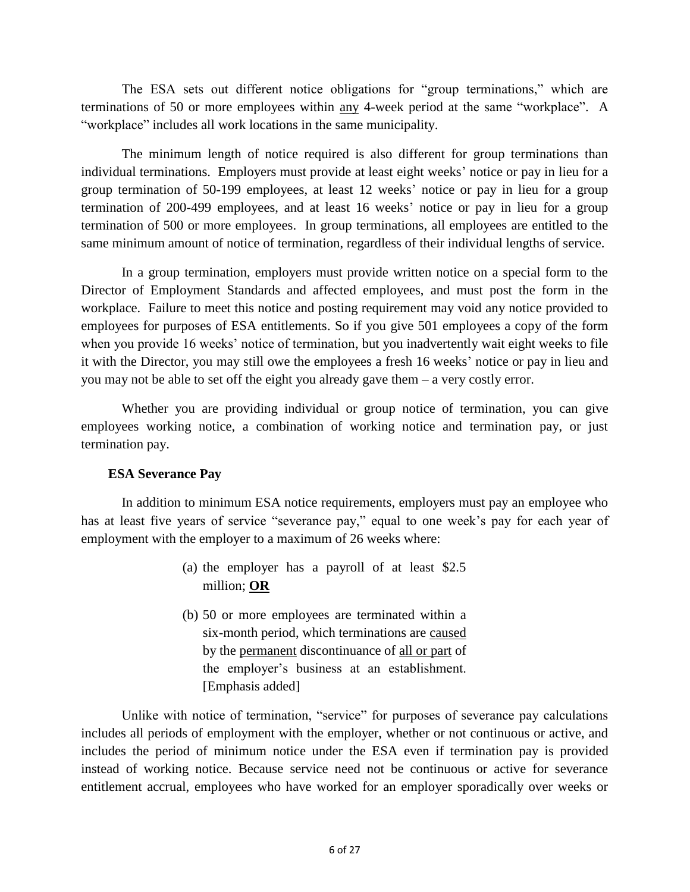The ESA sets out different notice obligations for "group terminations," which are terminations of 50 or more employees within <u>any</u> 4-week period at the same "workplace". A "workplace" includes all work locations in the same municipality.

The minimum length of notice required is also different for group terminations than individual terminations. Employers must provide at least eight weeks' notice or pay in lieu for a group termination of 50-199 employees, at least 12 weeks' notice or pay in lieu for a group termination of 200-499 employees, and at least 16 weeks' notice or pay in lieu for a group termination of 500 or more employees. In group terminations, all employees are entitled to the same minimum amount of notice of termination, regardless of their individual lengths of service.

In a group termination, employers must provide written notice on a special form to the Director of Employment Standards and affected employees, and must post the form in the workplace. Failure to meet this notice and posting requirement may void any notice provided to employees for purposes of ESA entitlements. So if you give 501 employees a copy of the form when you provide 16 weeks' notice of termination, but you inadvertently wait eight weeks to file it with the Director, you may still owe the employees a fresh 16 weeks' notice or pay in lieu and you may not be able to set off the eight you already gave them – a very costly error.

Whether you are providing individual or group notice of termination, you can give employees working notice, a combination of working notice and termination pay, or just termination pay.

**ESA Severance Pay**

In addition to minimum ESA notice requirements, employers must pay an employee who has at least five years of service "severance pay," equal to one week's pay for each year of employment with the employer to a maximum of 26 weeks where:

> (a) the employer has a payroll of at least $2.5 million; <u>**OR**</u>
>
> (b) 50 or more employees are terminated within a six-month period, which terminations are <u>caused</u> by the <u>permanent</u> discontinuance of <u>all or part</u> of the employer's business at an establishment. [Emphasis added]

Unlike with notice of termination, "service" for purposes of severance pay calculations includes all periods of employment with the employer, whether or not continuous or active, and includes the period of minimum notice under the ESA even if termination pay is provided instead of working notice. Because service need not be continuous or active for severance entitlement accrual, employees who have worked for an employer sporadically over weeks or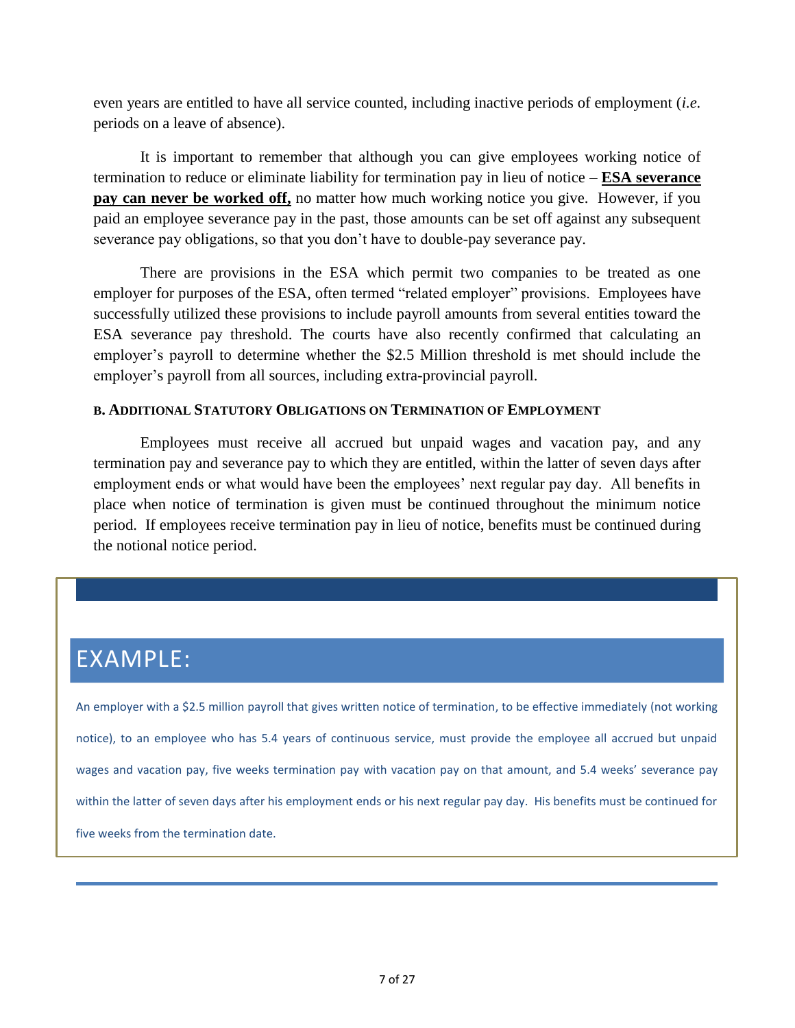even years are entitled to have all service counted, including inactive periods of employment (*i.e.* periods on a leave of absence).

It is important to remember that although you can give employees working notice of termination to reduce or eliminate liability for termination pay in lieu of notice – **ESA severance pay can never be worked off,** no matter how much working notice you give. However, if you paid an employee severance pay in the past, those amounts can be set off against any subsequent severance pay obligations, so that you don't have to double-pay severance pay.

There are provisions in the ESA which permit two companies to be treated as one employer for purposes of the ESA, often termed "related employer" provisions. Employees have successfully utilized these provisions to include payroll amounts from several entities toward the ESA severance pay threshold. The courts have also recently confirmed that calculating an employer's payroll to determine whether the $2.5 Million threshold is met should include the employer's payroll from all sources, including extra-provincial payroll.

### B. Additional Statutory Obligations on Termination of Employment

Employees must receive all accrued but unpaid wages and vacation pay, and any termination pay and severance pay to which they are entitled, within the latter of seven days after employment ends or what would have been the employees' next regular pay day. All benefits in place when notice of termination is given must be continued throughout the minimum notice period. If employees receive termination pay in lieu of notice, benefits must be continued during the notional notice period.

## EXAMPLE:

An employer with a $2.5 million payroll that gives written notice of termination, to be effective immediately (not working notice), to an employee who has 5.4 years of continuous service, must provide the employee all accrued but unpaid wages and vacation pay, five weeks termination pay with vacation pay on that amount, and 5.4 weeks' severance pay within the latter of seven days after his employment ends or his next regular pay day. His benefits must be continued for five weeks from the termination date.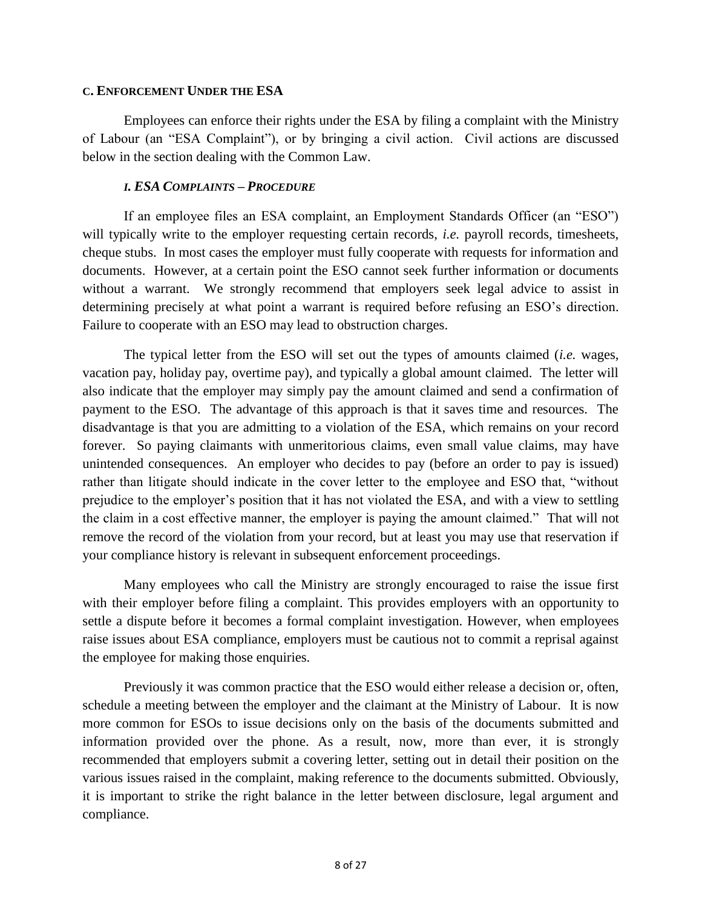## C. Enforcement Under the ESA

Employees can enforce their rights under the ESA by filing a complaint with the Ministry of Labour (an "ESA Complaint"), or by bringing a civil action. Civil actions are discussed below in the section dealing with the Common Law.

### *i. ESA Complaints – Procedure*

If an employee files an ESA complaint, an Employment Standards Officer (an "ESO") will typically write to the employer requesting certain records, *i.e.* payroll records, timesheets, cheque stubs. In most cases the employer must fully cooperate with requests for information and documents. However, at a certain point the ESO cannot seek further information or documents without a warrant. We strongly recommend that employers seek legal advice to assist in determining precisely at what point a warrant is required before refusing an ESO's direction. Failure to cooperate with an ESO may lead to obstruction charges.

The typical letter from the ESO will set out the types of amounts claimed (*i.e.* wages, vacation pay, holiday pay, overtime pay), and typically a global amount claimed. The letter will also indicate that the employer may simply pay the amount claimed and send a confirmation of payment to the ESO. The advantage of this approach is that it saves time and resources. The disadvantage is that you are admitting to a violation of the ESA, which remains on your record forever. So paying claimants with unmeritorious claims, even small value claims, may have unintended consequences. An employer who decides to pay (before an order to pay is issued) rather than litigate should indicate in the cover letter to the employee and ESO that, "without prejudice to the employer's position that it has not violated the ESA, and with a view to settling the claim in a cost effective manner, the employer is paying the amount claimed." That will not remove the record of the violation from your record, but at least you may use that reservation if your compliance history is relevant in subsequent enforcement proceedings.

Many employees who call the Ministry are strongly encouraged to raise the issue first with their employer before filing a complaint. This provides employers with an opportunity to settle a dispute before it becomes a formal complaint investigation. However, when employees raise issues about ESA compliance, employers must be cautious not to commit a reprisal against the employee for making those enquiries.

Previously it was common practice that the ESO would either release a decision or, often, schedule a meeting between the employer and the claimant at the Ministry of Labour. It is now more common for ESOs to issue decisions only on the basis of the documents submitted and information provided over the phone. As a result, now, more than ever, it is strongly recommended that employers submit a covering letter, setting out in detail their position on the various issues raised in the complaint, making reference to the documents submitted. Obviously, it is important to strike the right balance in the letter between disclosure, legal argument and compliance.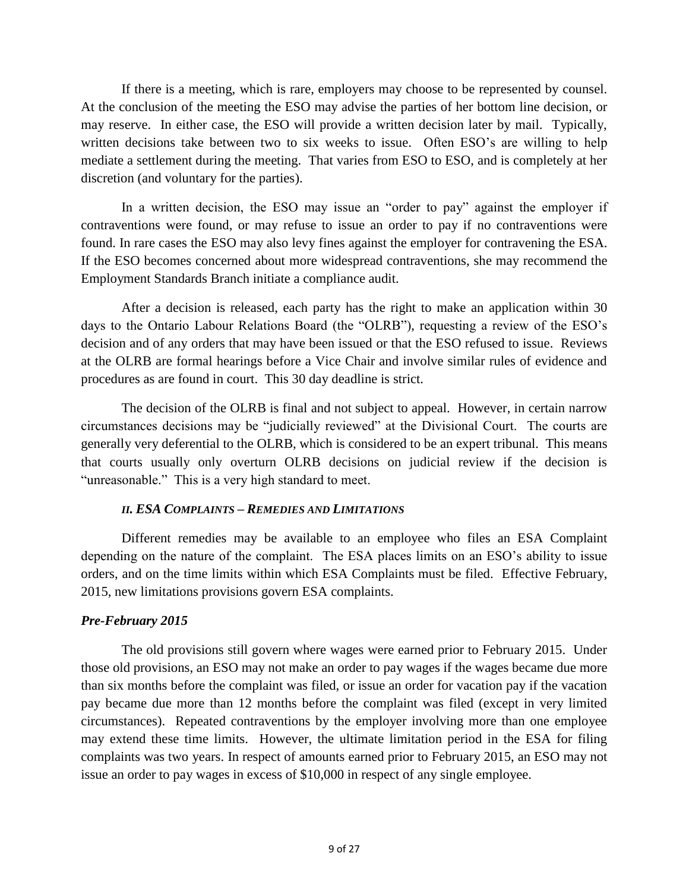If there is a meeting, which is rare, employers may choose to be represented by counsel. At the conclusion of the meeting the ESO may advise the parties of her bottom line decision, or may reserve. In either case, the ESO will provide a written decision later by mail. Typically, written decisions take between two to six weeks to issue. Often ESO's are willing to help mediate a settlement during the meeting. That varies from ESO to ESO, and is completely at her discretion (and voluntary for the parties).

In a written decision, the ESO may issue an "order to pay" against the employer if contraventions were found, or may refuse to issue an order to pay if no contraventions were found. In rare cases the ESO may also levy fines against the employer for contravening the ESA. If the ESO becomes concerned about more widespread contraventions, she may recommend the Employment Standards Branch initiate a compliance audit.

After a decision is released, each party has the right to make an application within 30 days to the Ontario Labour Relations Board (the "OLRB"), requesting a review of the ESO's decision and of any orders that may have been issued or that the ESO refused to issue. Reviews at the OLRB are formal hearings before a Vice Chair and involve similar rules of evidence and procedures as are found in court. This 30 day deadline is strict.

The decision of the OLRB is final and not subject to appeal. However, in certain narrow circumstances decisions may be "judicially reviewed" at the Divisional Court. The courts are generally very deferential to the OLRB, which is considered to be an expert tribunal. This means that courts usually only overturn OLRB decisions on judicial review if the decision is "unreasonable." This is a very high standard to meet.

### *II. ESA Complaints – Remedies and Limitations*

Different remedies may be available to an employee who files an ESA Complaint depending on the nature of the complaint. The ESA places limits on an ESO's ability to issue orders, and on the time limits within which ESA Complaints must be filed. Effective February, 2015, new limitations provisions govern ESA complaints.

#### *Pre-February 2015*

The old provisions still govern where wages were earned prior to February 2015. Under those old provisions, an ESO may not make an order to pay wages if the wages became due more than six months before the complaint was filed, or issue an order for vacation pay if the vacation pay became due more than 12 months before the complaint was filed (except in very limited circumstances). Repeated contraventions by the employer involving more than one employee may extend these time limits. However, the ultimate limitation period in the ESA for filing complaints was two years. In respect of amounts earned prior to February 2015, an ESO may not issue an order to pay wages in excess of $10,000 in respect of any single employee.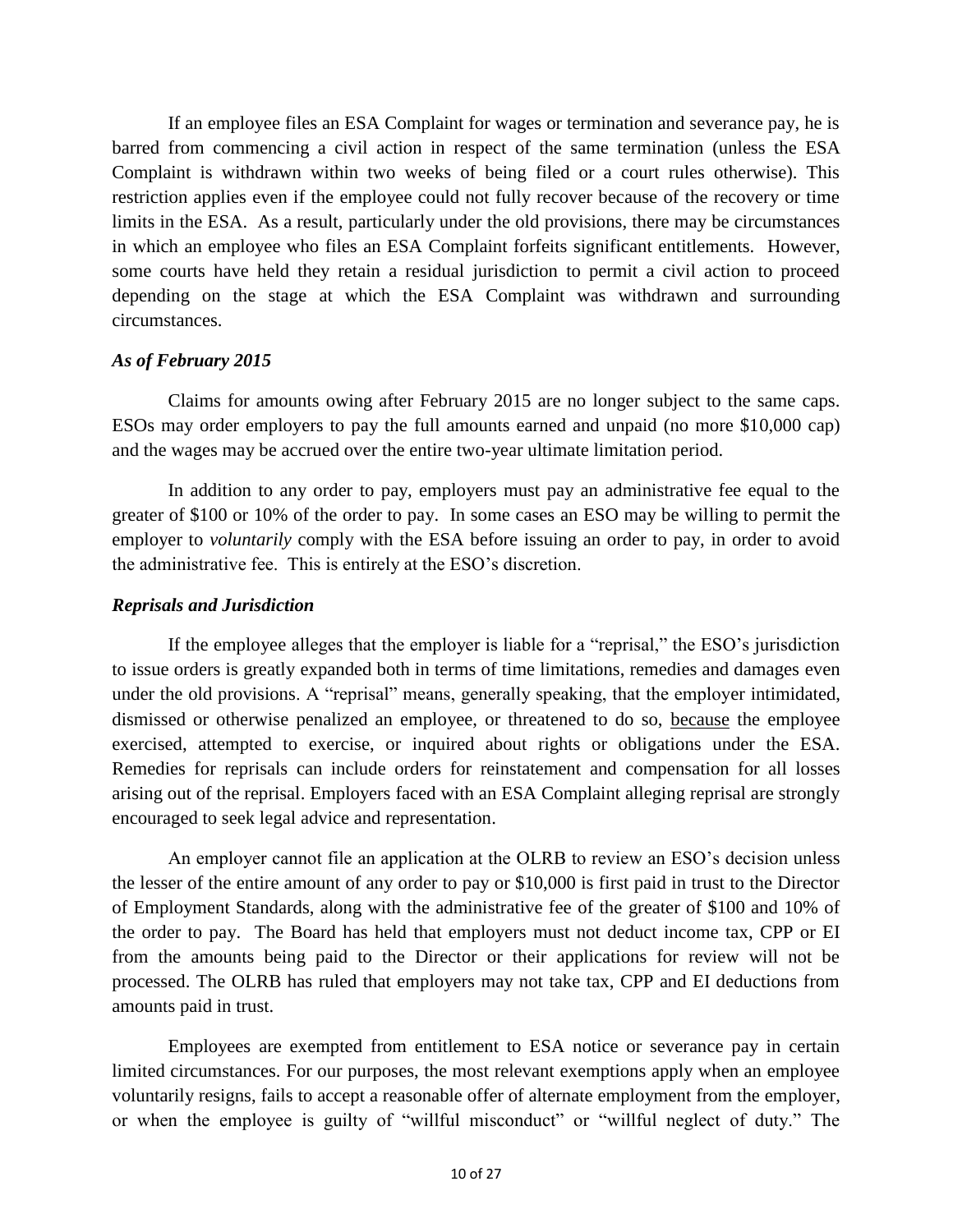If an employee files an ESA Complaint for wages or termination and severance pay, he is barred from commencing a civil action in respect of the same termination (unless the ESA Complaint is withdrawn within two weeks of being filed or a court rules otherwise). This restriction applies even if the employee could not fully recover because of the recovery or time limits in the ESA. As a result, particularly under the old provisions, there may be circumstances in which an employee who files an ESA Complaint forfeits significant entitlements. However, some courts have held they retain a residual jurisdiction to permit a civil action to proceed depending on the stage at which the ESA Complaint was withdrawn and surrounding circumstances.

### *As of February 2015*

Claims for amounts owing after February 2015 are no longer subject to the same caps. ESOs may order employers to pay the full amounts earned and unpaid (no more $10,000 cap) and the wages may be accrued over the entire two-year ultimate limitation period.

In addition to any order to pay, employers must pay an administrative fee equal to the greater of $100 or 10% of the order to pay. In some cases an ESO may be willing to permit the employer to *voluntarily* comply with the ESA before issuing an order to pay, in order to avoid the administrative fee. This is entirely at the ESO's discretion.

### *Reprisals and Jurisdiction*

If the employee alleges that the employer is liable for a "reprisal," the ESO's jurisdiction to issue orders is greatly expanded both in terms of time limitations, remedies and damages even under the old provisions. A "reprisal" means, generally speaking, that the employer intimidated, dismissed or otherwise penalized an employee, or threatened to do so, <u>because</u> the employee exercised, attempted to exercise, or inquired about rights or obligations under the ESA. Remedies for reprisals can include orders for reinstatement and compensation for all losses arising out of the reprisal. Employers faced with an ESA Complaint alleging reprisal are strongly encouraged to seek legal advice and representation.

An employer cannot file an application at the OLRB to review an ESO's decision unless the lesser of the entire amount of any order to pay or $10,000 is first paid in trust to the Director of Employment Standards, along with the administrative fee of the greater of $100 and 10% of the order to pay. The Board has held that employers must not deduct income tax, CPP or EI from the amounts being paid to the Director or their applications for review will not be processed. The OLRB has ruled that employers may not take tax, CPP and EI deductions from amounts paid in trust.

Employees are exempted from entitlement to ESA notice or severance pay in certain limited circumstances. For our purposes, the most relevant exemptions apply when an employee voluntarily resigns, fails to accept a reasonable offer of alternate employment from the employer, or when the employee is guilty of "willful misconduct" or "willful neglect of duty." The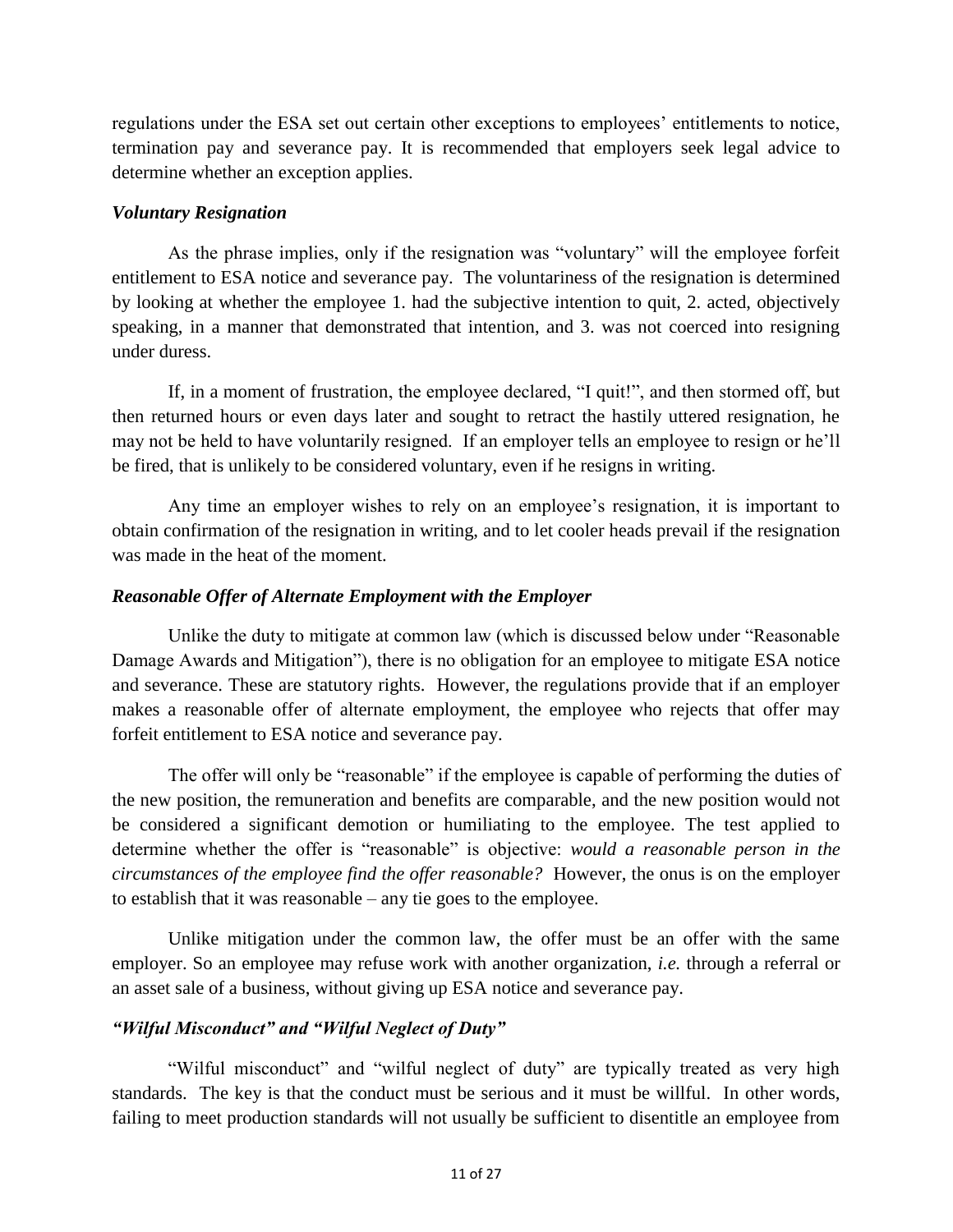regulations under the ESA set out certain other exceptions to employees' entitlements to notice, termination pay and severance pay. It is recommended that employers seek legal advice to determine whether an exception applies.

### *Voluntary Resignation*

As the phrase implies, only if the resignation was "voluntary" will the employee forfeit entitlement to ESA notice and severance pay. The voluntariness of the resignation is determined by looking at whether the employee 1. had the subjective intention to quit, 2. acted, objectively speaking, in a manner that demonstrated that intention, and 3. was not coerced into resigning under duress.

If, in a moment of frustration, the employee declared, "I quit!", and then stormed off, but then returned hours or even days later and sought to retract the hastily uttered resignation, he may not be held to have voluntarily resigned. If an employer tells an employee to resign or he'll be fired, that is unlikely to be considered voluntary, even if he resigns in writing.

Any time an employer wishes to rely on an employee's resignation, it is important to obtain confirmation of the resignation in writing, and to let cooler heads prevail if the resignation was made in the heat of the moment.

### *Reasonable Offer of Alternate Employment with the Employer*

Unlike the duty to mitigate at common law (which is discussed below under "Reasonable Damage Awards and Mitigation"), there is no obligation for an employee to mitigate ESA notice and severance. These are statutory rights. However, the regulations provide that if an employer makes a reasonable offer of alternate employment, the employee who rejects that offer may forfeit entitlement to ESA notice and severance pay.

The offer will only be "reasonable" if the employee is capable of performing the duties of the new position, the remuneration and benefits are comparable, and the new position would not be considered a significant demotion or humiliating to the employee. The test applied to determine whether the offer is "reasonable" is objective: *would a reasonable person in the circumstances of the employee find the offer reasonable?* However, the onus is on the employer to establish that it was reasonable – any tie goes to the employee.

Unlike mitigation under the common law, the offer must be an offer with the same employer. So an employee may refuse work with another organization, *i.e.* through a referral or an asset sale of a business, without giving up ESA notice and severance pay.

### *"Wilful Misconduct" and "Wilful Neglect of Duty"*

"Wilful misconduct" and "wilful neglect of duty" are typically treated as very high standards. The key is that the conduct must be serious and it must be willful. In other words, failing to meet production standards will not usually be sufficient to disentitle an employee from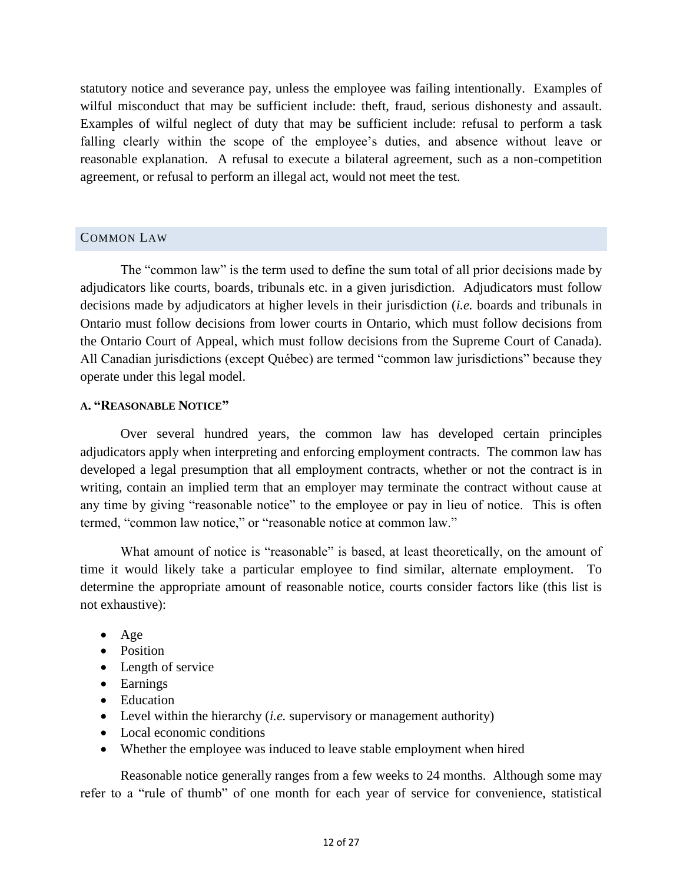statutory notice and severance pay, unless the employee was failing intentionally. Examples of wilful misconduct that may be sufficient include: theft, fraud, serious dishonesty and assault. Examples of wilful neglect of duty that may be sufficient include: refusal to perform a task falling clearly within the scope of the employee's duties, and absence without leave or reasonable explanation. A refusal to execute a bilateral agreement, such as a non-competition agreement, or refusal to perform an illegal act, would not meet the test.

## Common Law

The "common law" is the term used to define the sum total of all prior decisions made by adjudicators like courts, boards, tribunals etc. in a given jurisdiction. Adjudicators must follow decisions made by adjudicators at higher levels in their jurisdiction (*i.e.* boards and tribunals in Ontario must follow decisions from lower courts in Ontario, which must follow decisions from the Ontario Court of Appeal, which must follow decisions from the Supreme Court of Canada). All Canadian jurisdictions (except Québec) are termed "common law jurisdictions" because they operate under this legal model.

### A. "Reasonable Notice"

Over several hundred years, the common law has developed certain principles adjudicators apply when interpreting and enforcing employment contracts. The common law has developed a legal presumption that all employment contracts, whether or not the contract is in writing, contain an implied term that an employer may terminate the contract without cause at any time by giving "reasonable notice" to the employee or pay in lieu of notice. This is often termed, "common law notice," or "reasonable notice at common law."

What amount of notice is "reasonable" is based, at least theoretically, on the amount of time it would likely take a particular employee to find similar, alternate employment. To determine the appropriate amount of reasonable notice, courts consider factors like (this list is not exhaustive):

- Age
- Position
- Length of service
- Earnings
- Education
- Level within the hierarchy (*i.e.* supervisory or management authority)
- Local economic conditions
- Whether the employee was induced to leave stable employment when hired

Reasonable notice generally ranges from a few weeks to 24 months. Although some may refer to a "rule of thumb" of one month for each year of service for convenience, statistical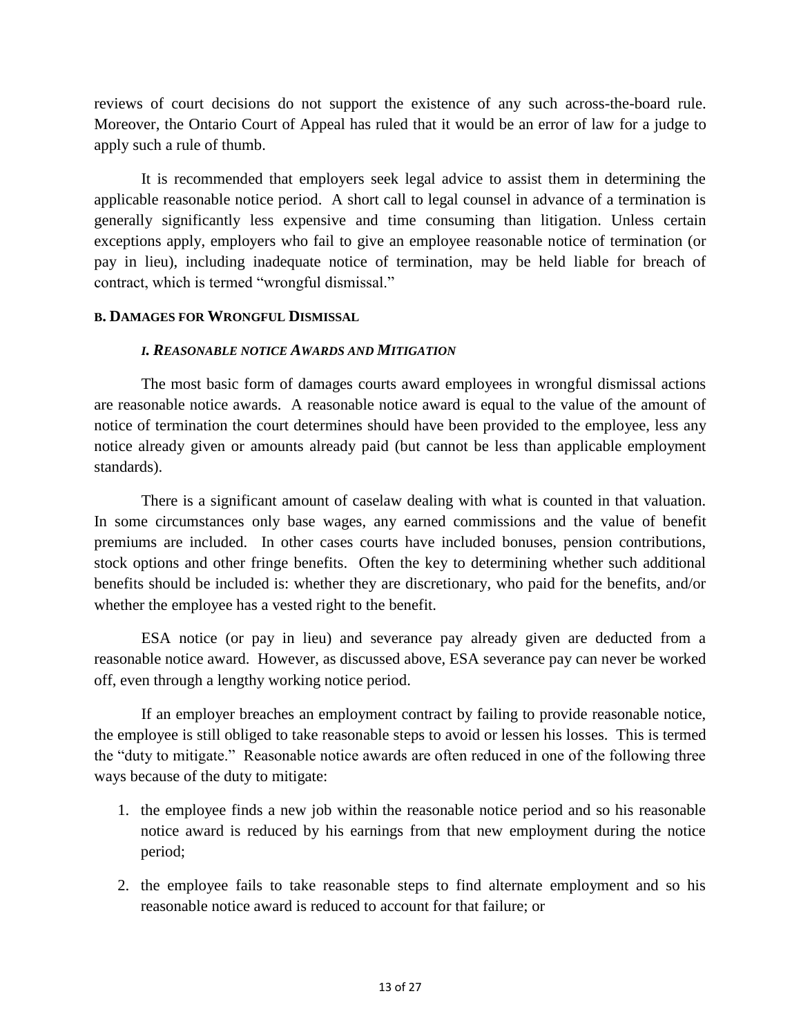reviews of court decisions do not support the existence of any such across-the-board rule. Moreover, the Ontario Court of Appeal has ruled that it would be an error of law for a judge to apply such a rule of thumb.

It is recommended that employers seek legal advice to assist them in determining the applicable reasonable notice period. A short call to legal counsel in advance of a termination is generally significantly less expensive and time consuming than litigation. Unless certain exceptions apply, employers who fail to give an employee reasonable notice of termination (or pay in lieu), including inadequate notice of termination, may be held liable for breach of contract, which is termed "wrongful dismissal."

### B. DAMAGES FOR WRONGFUL DISMISSAL

#### *I. REASONABLE NOTICE AWARDS AND MITIGATION*

The most basic form of damages courts award employees in wrongful dismissal actions are reasonable notice awards. A reasonable notice award is equal to the value of the amount of notice of termination the court determines should have been provided to the employee, less any notice already given or amounts already paid (but cannot be less than applicable employment standards).

There is a significant amount of caselaw dealing with what is counted in that valuation. In some circumstances only base wages, any earned commissions and the value of benefit premiums are included. In other cases courts have included bonuses, pension contributions, stock options and other fringe benefits. Often the key to determining whether such additional benefits should be included is: whether they are discretionary, who paid for the benefits, and/or whether the employee has a vested right to the benefit.

ESA notice (or pay in lieu) and severance pay already given are deducted from a reasonable notice award. However, as discussed above, ESA severance pay can never be worked off, even through a lengthy working notice period.

If an employer breaches an employment contract by failing to provide reasonable notice, the employee is still obliged to take reasonable steps to avoid or lessen his losses. This is termed the "duty to mitigate." Reasonable notice awards are often reduced in one of the following three ways because of the duty to mitigate:

1. the employee finds a new job within the reasonable notice period and so his reasonable notice award is reduced by his earnings from that new employment during the notice period;

2. the employee fails to take reasonable steps to find alternate employment and so his reasonable notice award is reduced to account for that failure; or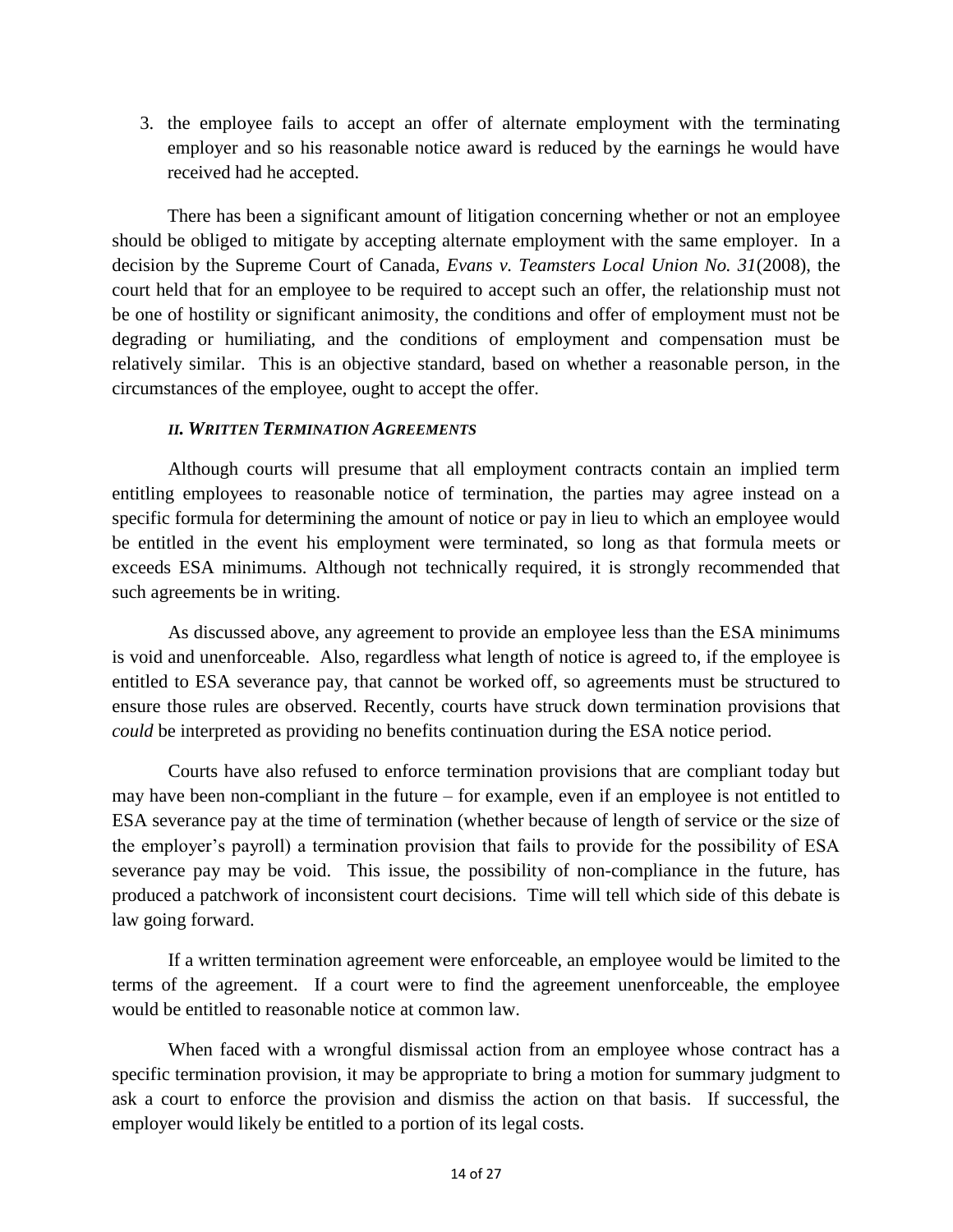3. the employee fails to accept an offer of alternate employment with the terminating employer and so his reasonable notice award is reduced by the earnings he would have received had he accepted.

There has been a significant amount of litigation concerning whether or not an employee should be obliged to mitigate by accepting alternate employment with the same employer. In a decision by the Supreme Court of Canada, *Evans v. Teamsters Local Union No. 31*(2008), the court held that for an employee to be required to accept such an offer, the relationship must not be one of hostility or significant animosity, the conditions and offer of employment must not be degrading or humiliating, and the conditions of employment and compensation must be relatively similar. This is an objective standard, based on whether a reasonable person, in the circumstances of the employee, ought to accept the offer.

### *II. Written Termination Agreements*

Although courts will presume that all employment contracts contain an implied term entitling employees to reasonable notice of termination, the parties may agree instead on a specific formula for determining the amount of notice or pay in lieu to which an employee would be entitled in the event his employment were terminated, so long as that formula meets or exceeds ESA minimums. Although not technically required, it is strongly recommended that such agreements be in writing.

As discussed above, any agreement to provide an employee less than the ESA minimums is void and unenforceable. Also, regardless what length of notice is agreed to, if the employee is entitled to ESA severance pay, that cannot be worked off, so agreements must be structured to ensure those rules are observed. Recently, courts have struck down termination provisions that *could* be interpreted as providing no benefits continuation during the ESA notice period.

Courts have also refused to enforce termination provisions that are compliant today but may have been non-compliant in the future – for example, even if an employee is not entitled to ESA severance pay at the time of termination (whether because of length of service or the size of the employer's payroll) a termination provision that fails to provide for the possibility of ESA severance pay may be void. This issue, the possibility of non-compliance in the future, has produced a patchwork of inconsistent court decisions. Time will tell which side of this debate is law going forward.

If a written termination agreement were enforceable, an employee would be limited to the terms of the agreement. If a court were to find the agreement unenforceable, the employee would be entitled to reasonable notice at common law.

When faced with a wrongful dismissal action from an employee whose contract has a specific termination provision, it may be appropriate to bring a motion for summary judgment to ask a court to enforce the provision and dismiss the action on that basis. If successful, the employer would likely be entitled to a portion of its legal costs.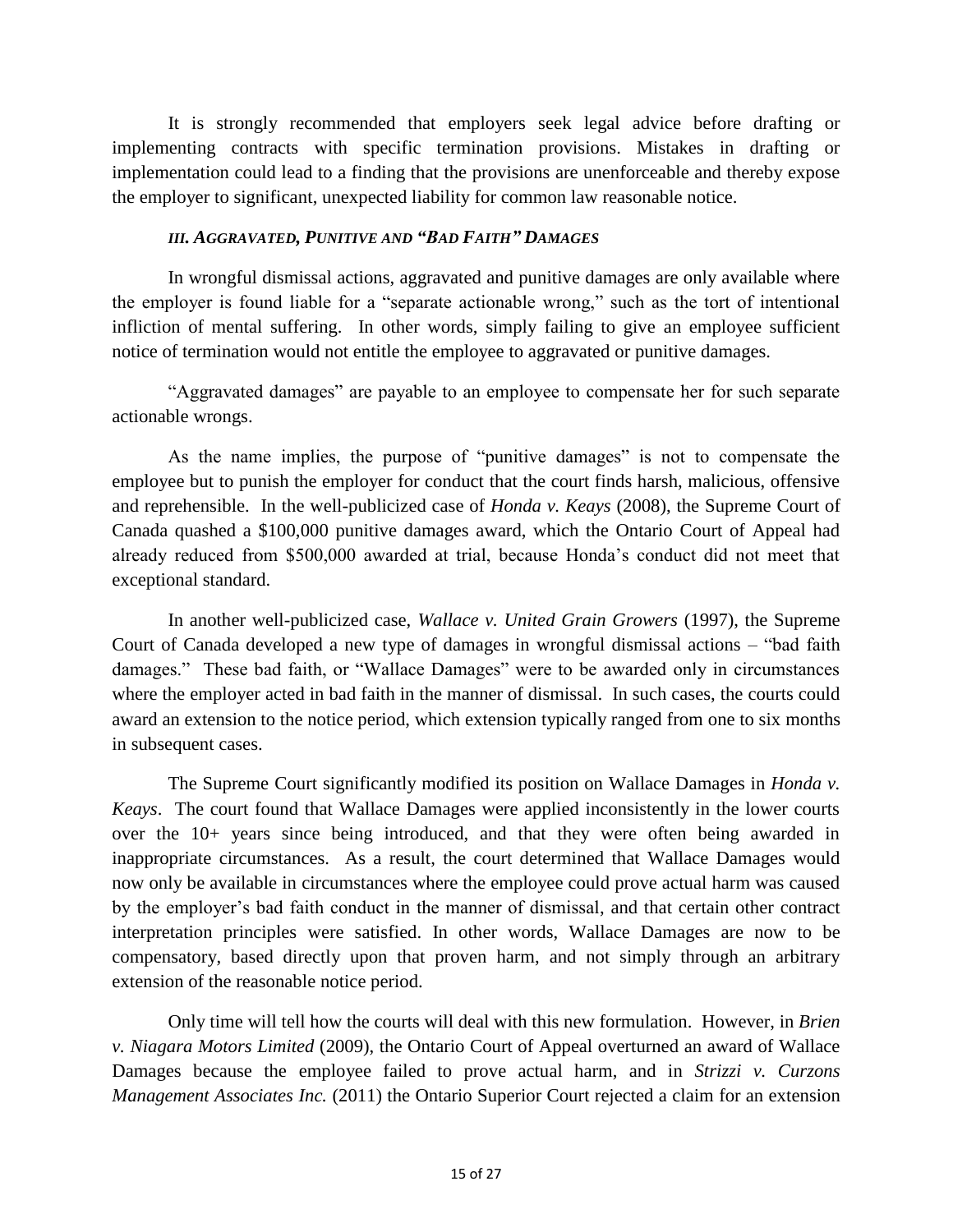It is strongly recommended that employers seek legal advice before drafting or implementing contracts with specific termination provisions. Mistakes in drafting or implementation could lead to a finding that the provisions are unenforceable and thereby expose the employer to significant, unexpected liability for common law reasonable notice.

### *III. AGGRAVATED, PUNITIVE AND "BAD FAITH" DAMAGES*

In wrongful dismissal actions, aggravated and punitive damages are only available where the employer is found liable for a "separate actionable wrong," such as the tort of intentional infliction of mental suffering. In other words, simply failing to give an employee sufficient notice of termination would not entitle the employee to aggravated or punitive damages.

"Aggravated damages" are payable to an employee to compensate her for such separate actionable wrongs.

As the name implies, the purpose of "punitive damages" is not to compensate the employee but to punish the employer for conduct that the court finds harsh, malicious, offensive and reprehensible. In the well-publicized case of *Honda v. Keays* (2008), the Supreme Court of Canada quashed a $100,000 punitive damages award, which the Ontario Court of Appeal had already reduced from $500,000 awarded at trial, because Honda's conduct did not meet that exceptional standard.

In another well-publicized case, *Wallace v. United Grain Growers* (1997), the Supreme Court of Canada developed a new type of damages in wrongful dismissal actions – "bad faith damages." These bad faith, or "Wallace Damages" were to be awarded only in circumstances where the employer acted in bad faith in the manner of dismissal. In such cases, the courts could award an extension to the notice period, which extension typically ranged from one to six months in subsequent cases.

The Supreme Court significantly modified its position on Wallace Damages in *Honda v. Keays*. The court found that Wallace Damages were applied inconsistently in the lower courts over the 10+ years since being introduced, and that they were often being awarded in inappropriate circumstances. As a result, the court determined that Wallace Damages would now only be available in circumstances where the employee could prove actual harm was caused by the employer's bad faith conduct in the manner of dismissal, and that certain other contract interpretation principles were satisfied. In other words, Wallace Damages are now to be compensatory, based directly upon that proven harm, and not simply through an arbitrary extension of the reasonable notice period.

Only time will tell how the courts will deal with this new formulation. However, in *Brien v. Niagara Motors Limited* (2009), the Ontario Court of Appeal overturned an award of Wallace Damages because the employee failed to prove actual harm, and in *Strizzi v. Curzons Management Associates Inc.* (2011) the Ontario Superior Court rejected a claim for an extension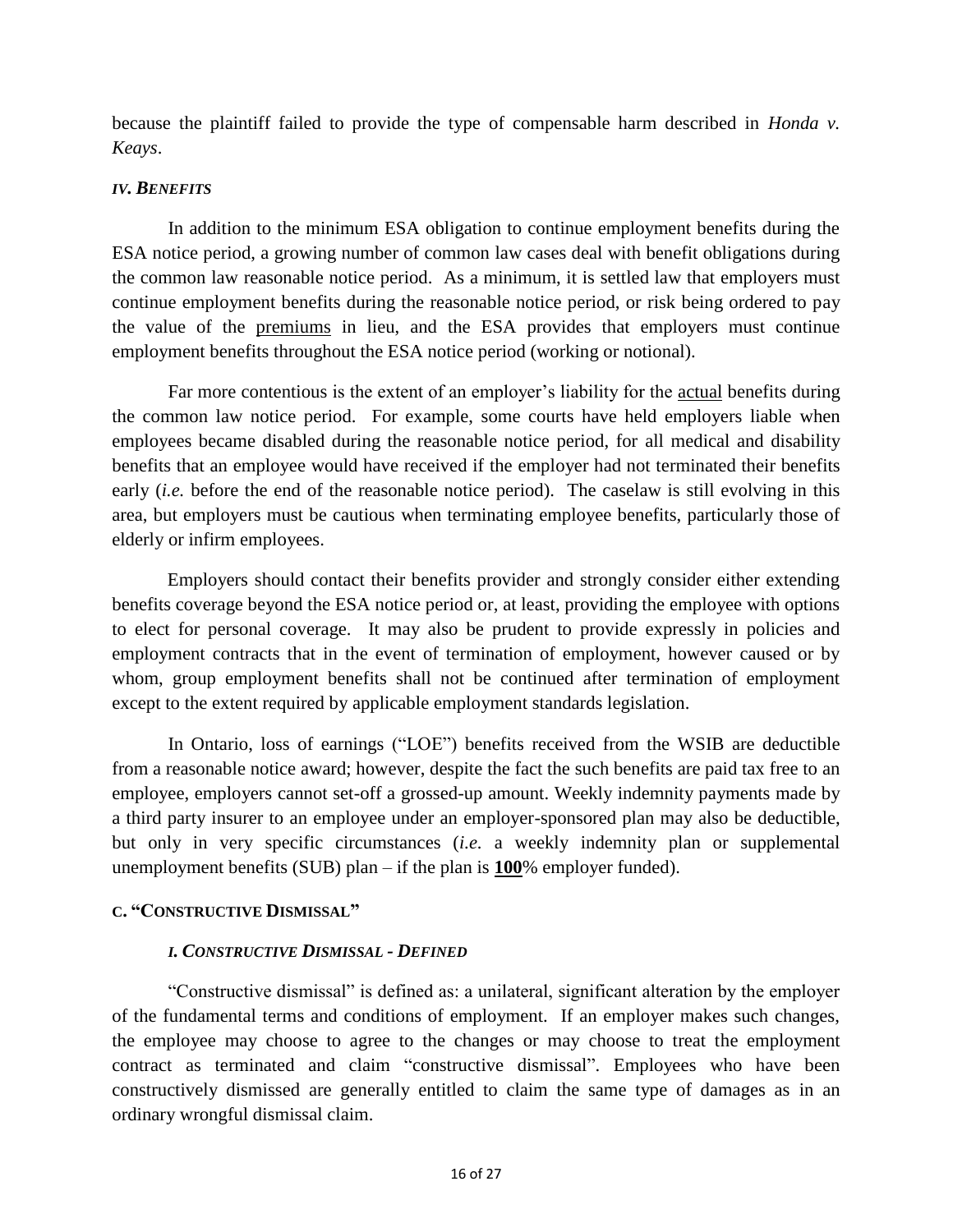because the plaintiff failed to provide the type of compensable harm described in *Honda v. Keays*.

### *IV. BENEFITS*

In addition to the minimum ESA obligation to continue employment benefits during the ESA notice period, a growing number of common law cases deal with benefit obligations during the common law reasonable notice period. As a minimum, it is settled law that employers must continue employment benefits during the reasonable notice period, or risk being ordered to pay the value of the premiums in lieu, and the ESA provides that employers must continue employment benefits throughout the ESA notice period (working or notional).

Far more contentious is the extent of an employer's liability for the actual benefits during the common law notice period. For example, some courts have held employers liable when employees became disabled during the reasonable notice period, for all medical and disability benefits that an employee would have received if the employer had not terminated their benefits early (*i.e.* before the end of the reasonable notice period). The caselaw is still evolving in this area, but employers must be cautious when terminating employee benefits, particularly those of elderly or infirm employees.

Employers should contact their benefits provider and strongly consider either extending benefits coverage beyond the ESA notice period or, at least, providing the employee with options to elect for personal coverage. It may also be prudent to provide expressly in policies and employment contracts that in the event of termination of employment, however caused or by whom, group employment benefits shall not be continued after termination of employment except to the extent required by applicable employment standards legislation.

In Ontario, loss of earnings ("LOE") benefits received from the WSIB are deductible from a reasonable notice award; however, despite the fact the such benefits are paid tax free to an employee, employers cannot set-off a grossed-up amount. Weekly indemnity payments made by a third party insurer to an employee under an employer-sponsored plan may also be deductible, but only in very specific circumstances (*i.e.* a weekly indemnity plan or supplemental unemployment benefits (SUB) plan – if the plan is **100**% employer funded).

## C. "CONSTRUCTIVE DISMISSAL"

### *I. CONSTRUCTIVE DISMISSAL - DEFINED*

"Constructive dismissal" is defined as: a unilateral, significant alteration by the employer of the fundamental terms and conditions of employment. If an employer makes such changes, the employee may choose to agree to the changes or may choose to treat the employment contract as terminated and claim "constructive dismissal". Employees who have been constructively dismissed are generally entitled to claim the same type of damages as in an ordinary wrongful dismissal claim.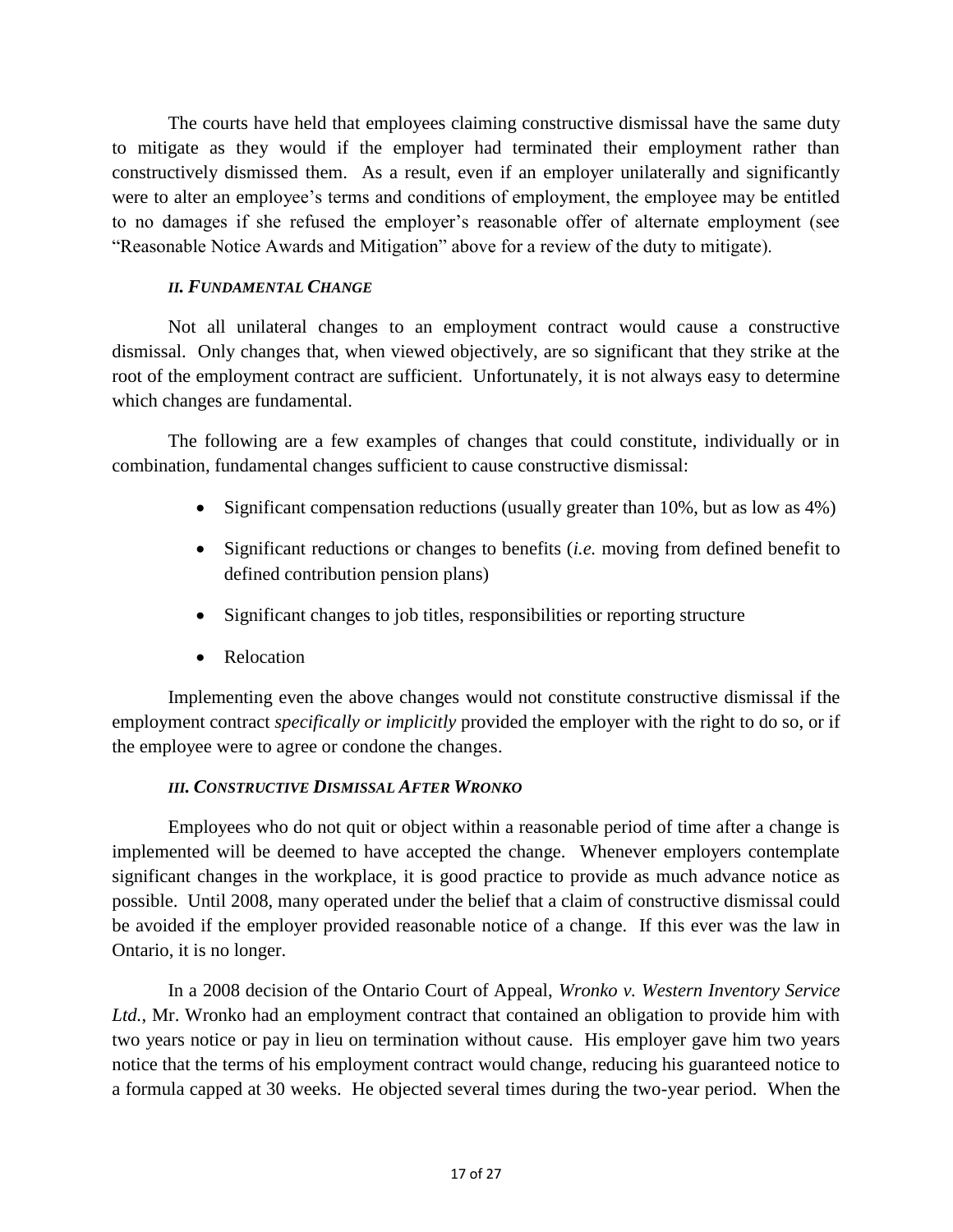The courts have held that employees claiming constructive dismissal have the same duty to mitigate as they would if the employer had terminated their employment rather than constructively dismissed them. As a result, even if an employer unilaterally and significantly were to alter an employee's terms and conditions of employment, the employee may be entitled to no damages if she refused the employer's reasonable offer of alternate employment (see "Reasonable Notice Awards and Mitigation" above for a review of the duty to mitigate).

### *II. Fundamental Change*

Not all unilateral changes to an employment contract would cause a constructive dismissal. Only changes that, when viewed objectively, are so significant that they strike at the root of the employment contract are sufficient. Unfortunately, it is not always easy to determine which changes are fundamental.

The following are a few examples of changes that could constitute, individually or in combination, fundamental changes sufficient to cause constructive dismissal:

- Significant compensation reductions (usually greater than 10%, but as low as 4%)
- Significant reductions or changes to benefits (*i.e.* moving from defined benefit to defined contribution pension plans)
- Significant changes to job titles, responsibilities or reporting structure
- Relocation

Implementing even the above changes would not constitute constructive dismissal if the employment contract *specifically or implicitly* provided the employer with the right to do so, or if the employee were to agree or condone the changes.

### *III. Constructive Dismissal After Wronko*

Employees who do not quit or object within a reasonable period of time after a change is implemented will be deemed to have accepted the change. Whenever employers contemplate significant changes in the workplace, it is good practice to provide as much advance notice as possible. Until 2008, many operated under the belief that a claim of constructive dismissal could be avoided if the employer provided reasonable notice of a change. If this ever was the law in Ontario, it is no longer.

In a 2008 decision of the Ontario Court of Appeal, *Wronko v. Western Inventory Service Ltd.*, Mr. Wronko had an employment contract that contained an obligation to provide him with two years notice or pay in lieu on termination without cause. His employer gave him two years notice that the terms of his employment contract would change, reducing his guaranteed notice to a formula capped at 30 weeks. He objected several times during the two-year period. When the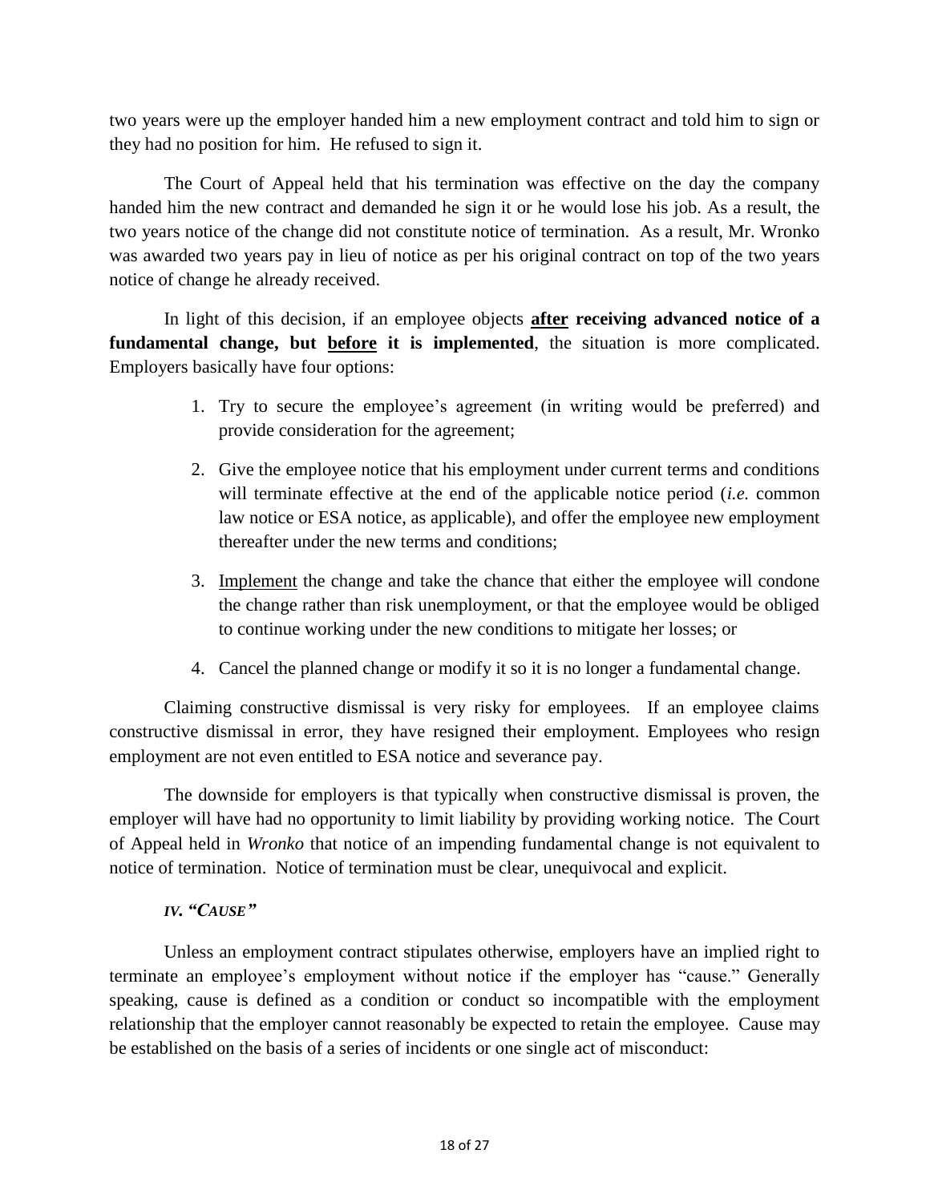two years were up the employer handed him a new employment contract and told him to sign or they had no position for him. He refused to sign it.

The Court of Appeal held that his termination was effective on the day the company handed him the new contract and demanded he sign it or he would lose his job. As a result, the two years notice of the change did not constitute notice of termination. As a result, Mr. Wronko was awarded two years pay in lieu of notice as per his original contract on top of the two years notice of change he already received.

In light of this decision, if an employee objects **after receiving advanced notice of a fundamental change, but before it is implemented**, the situation is more complicated. Employers basically have four options:

1. Try to secure the employee's agreement (in writing would be preferred) and provide consideration for the agreement;
2. Give the employee notice that his employment under current terms and conditions will terminate effective at the end of the applicable notice period (*i.e.* common law notice or ESA notice, as applicable), and offer the employee new employment thereafter under the new terms and conditions;
3. Implement the change and take the chance that either the employee will condone the change rather than risk unemployment, or that the employee would be obliged to continue working under the new conditions to mitigate her losses; or
4. Cancel the planned change or modify it so it is no longer a fundamental change.

Claiming constructive dismissal is very risky for employees. If an employee claims constructive dismissal in error, they have resigned their employment. Employees who resign employment are not even entitled to ESA notice and severance pay.

The downside for employers is that typically when constructive dismissal is proven, the employer will have had no opportunity to limit liability by providing working notice. The Court of Appeal held in *Wronko* that notice of an impending fundamental change is not equivalent to notice of termination. Notice of termination must be clear, unequivocal and explicit.

### *IV. "CAUSE"*

Unless an employment contract stipulates otherwise, employers have an implied right to terminate an employee's employment without notice if the employer has "cause." Generally speaking, cause is defined as a condition or conduct so incompatible with the employment relationship that the employer cannot reasonably be expected to retain the employee. Cause may be established on the basis of a series of incidents or one single act of misconduct: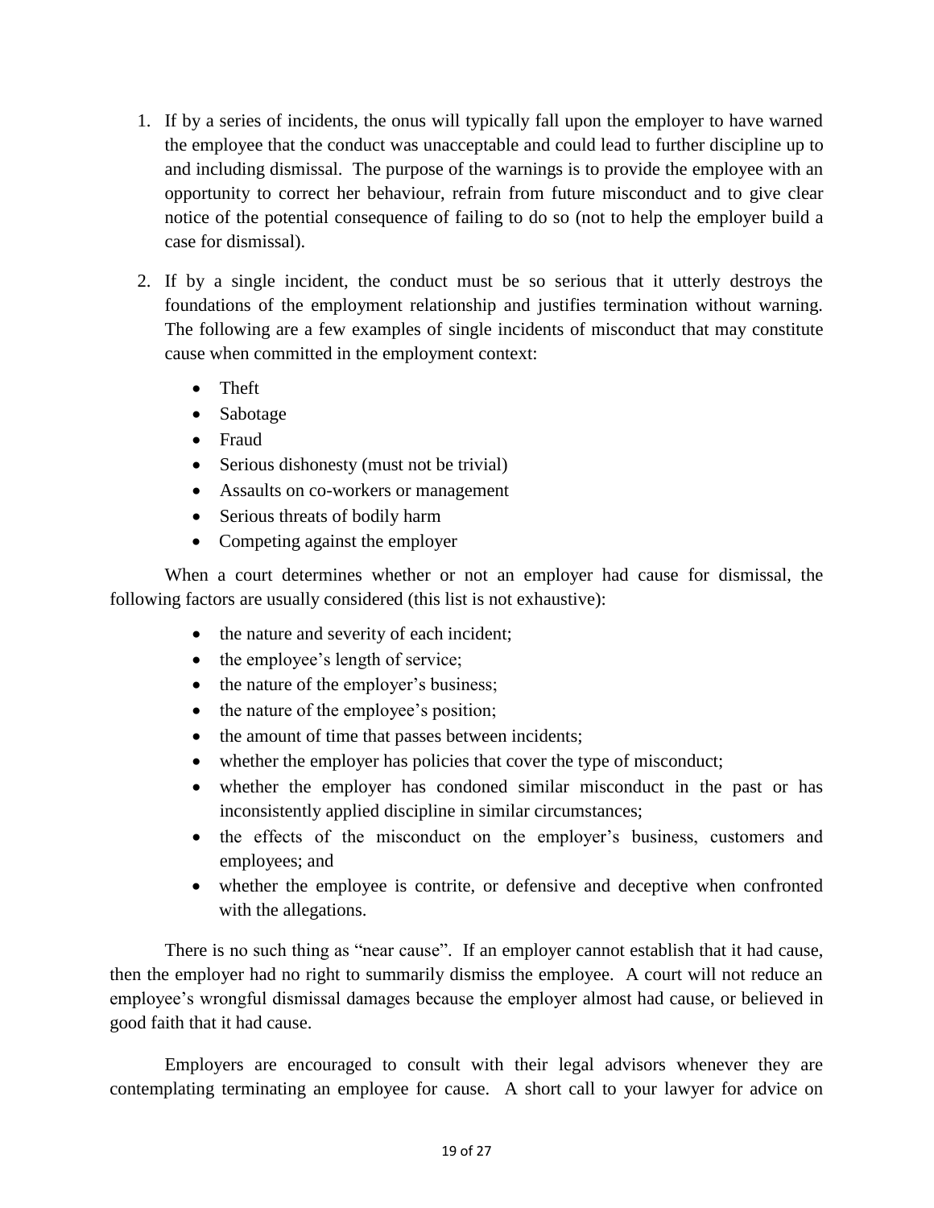1. If by a series of incidents, the onus will typically fall upon the employer to have warned the employee that the conduct was unacceptable and could lead to further discipline up to and including dismissal. The purpose of the warnings is to provide the employee with an opportunity to correct her behaviour, refrain from future misconduct and to give clear notice of the potential consequence of failing to do so (not to help the employer build a case for dismissal).

2. If by a single incident, the conduct must be so serious that it utterly destroys the foundations of the employment relationship and justifies termination without warning. The following are a few examples of single incidents of misconduct that may constitute cause when committed in the employment context:

    - Theft
    - Sabotage
    - Fraud
    - Serious dishonesty (must not be trivial)
    - Assaults on co-workers or management
    - Serious threats of bodily harm
    - Competing against the employer

When a court determines whether or not an employer had cause for dismissal, the following factors are usually considered (this list is not exhaustive):

- the nature and severity of each incident;
- the employee's length of service;
- the nature of the employer's business;
- the nature of the employee's position;
- the amount of time that passes between incidents;
- whether the employer has policies that cover the type of misconduct;
- whether the employer has condoned similar misconduct in the past or has inconsistently applied discipline in similar circumstances;
- the effects of the misconduct on the employer's business, customers and employees; and
- whether the employee is contrite, or defensive and deceptive when confronted with the allegations.

There is no such thing as "near cause". If an employer cannot establish that it had cause, then the employer had no right to summarily dismiss the employee. A court will not reduce an employee's wrongful dismissal damages because the employer almost had cause, or believed in good faith that it had cause.

Employers are encouraged to consult with their legal advisors whenever they are contemplating terminating an employee for cause. A short call to your lawyer for advice on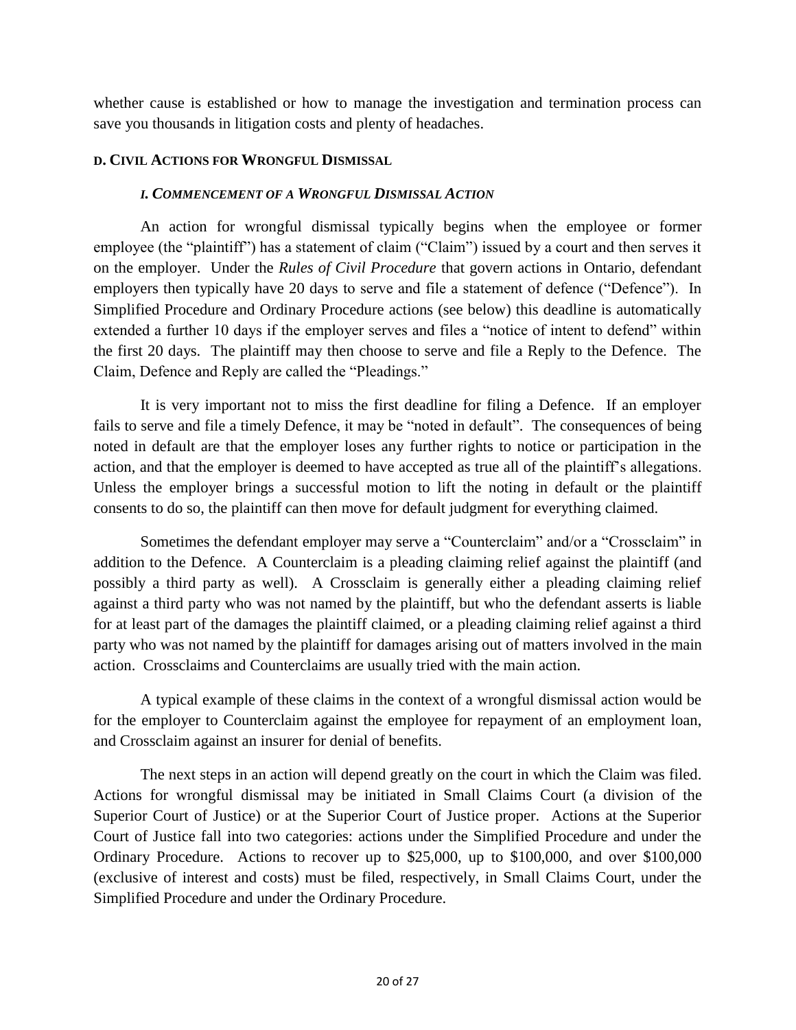whether cause is established or how to manage the investigation and termination process can save you thousands in litigation costs and plenty of headaches.

## D. Civil Actions for Wrongful Dismissal

### *I. Commencement of a Wrongful Dismissal Action*

An action for wrongful dismissal typically begins when the employee or former employee (the "plaintiff") has a statement of claim ("Claim") issued by a court and then serves it on the employer. Under the *Rules of Civil Procedure* that govern actions in Ontario, defendant employers then typically have 20 days to serve and file a statement of defence ("Defence"). In Simplified Procedure and Ordinary Procedure actions (see below) this deadline is automatically extended a further 10 days if the employer serves and files a "notice of intent to defend" within the first 20 days. The plaintiff may then choose to serve and file a Reply to the Defence. The Claim, Defence and Reply are called the "Pleadings."

It is very important not to miss the first deadline for filing a Defence. If an employer fails to serve and file a timely Defence, it may be "noted in default". The consequences of being noted in default are that the employer loses any further rights to notice or participation in the action, and that the employer is deemed to have accepted as true all of the plaintiff's allegations. Unless the employer brings a successful motion to lift the noting in default or the plaintiff consents to do so, the plaintiff can then move for default judgment for everything claimed.

Sometimes the defendant employer may serve a "Counterclaim" and/or a "Crossclaim" in addition to the Defence. A Counterclaim is a pleading claiming relief against the plaintiff (and possibly a third party as well). A Crossclaim is generally either a pleading claiming relief against a third party who was not named by the plaintiff, but who the defendant asserts is liable for at least part of the damages the plaintiff claimed, or a pleading claiming relief against a third party who was not named by the plaintiff for damages arising out of matters involved in the main action. Crossclaims and Counterclaims are usually tried with the main action.

A typical example of these claims in the context of a wrongful dismissal action would be for the employer to Counterclaim against the employee for repayment of an employment loan, and Crossclaim against an insurer for denial of benefits.

The next steps in an action will depend greatly on the court in which the Claim was filed. Actions for wrongful dismissal may be initiated in Small Claims Court (a division of the Superior Court of Justice) or at the Superior Court of Justice proper. Actions at the Superior Court of Justice fall into two categories: actions under the Simplified Procedure and under the Ordinary Procedure. Actions to recover up to $25,000, up to $100,000, and over $100,000 (exclusive of interest and costs) must be filed, respectively, in Small Claims Court, under the Simplified Procedure and under the Ordinary Procedure.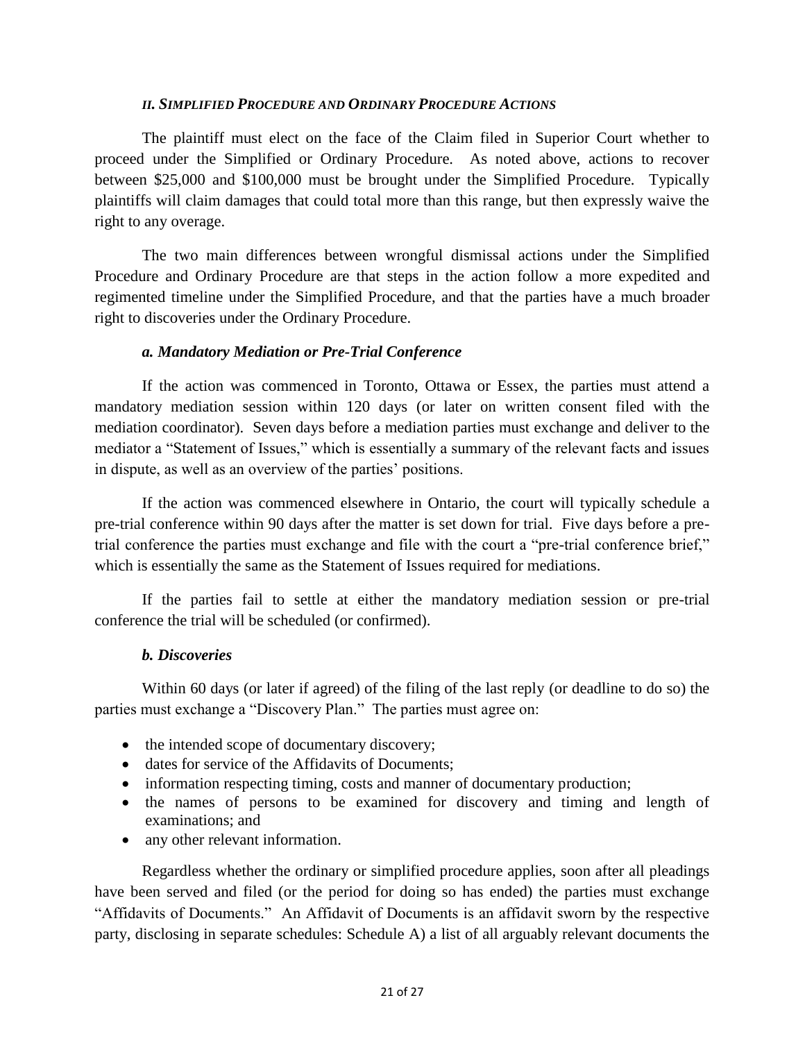### *II. Simplified Procedure and Ordinary Procedure Actions*

The plaintiff must elect on the face of the Claim filed in Superior Court whether to proceed under the Simplified or Ordinary Procedure. As noted above, actions to recover between $25,000 and $100,000 must be brought under the Simplified Procedure. Typically plaintiffs will claim damages that could total more than this range, but then expressly waive the right to any overage.

The two main differences between wrongful dismissal actions under the Simplified Procedure and Ordinary Procedure are that steps in the action follow a more expedited and regimented timeline under the Simplified Procedure, and that the parties have a much broader right to discoveries under the Ordinary Procedure.

#### *a. Mandatory Mediation or Pre-Trial Conference*

If the action was commenced in Toronto, Ottawa or Essex, the parties must attend a mandatory mediation session within 120 days (or later on written consent filed with the mediation coordinator). Seven days before a mediation parties must exchange and deliver to the mediator a "Statement of Issues," which is essentially a summary of the relevant facts and issues in dispute, as well as an overview of the parties' positions.

If the action was commenced elsewhere in Ontario, the court will typically schedule a pre-trial conference within 90 days after the matter is set down for trial. Five days before a pre-trial conference the parties must exchange and file with the court a "pre-trial conference brief," which is essentially the same as the Statement of Issues required for mediations.

If the parties fail to settle at either the mandatory mediation session or pre-trial conference the trial will be scheduled (or confirmed).

#### *b. Discoveries*

Within 60 days (or later if agreed) of the filing of the last reply (or deadline to do so) the parties must exchange a "Discovery Plan." The parties must agree on:

- the intended scope of documentary discovery;
- dates for service of the Affidavits of Documents;
- information respecting timing, costs and manner of documentary production;
- the names of persons to be examined for discovery and timing and length of examinations; and
- any other relevant information.

Regardless whether the ordinary or simplified procedure applies, soon after all pleadings have been served and filed (or the period for doing so has ended) the parties must exchange "Affidavits of Documents." An Affidavit of Documents is an affidavit sworn by the respective party, disclosing in separate schedules: Schedule A) a list of all arguably relevant documents the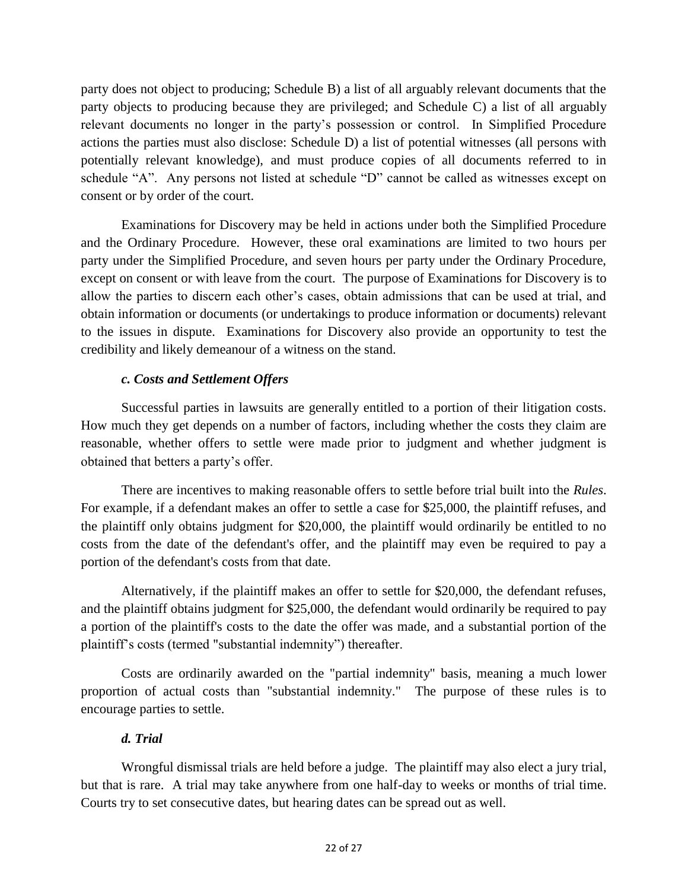party does not object to producing; Schedule B) a list of all arguably relevant documents that the party objects to producing because they are privileged; and Schedule C) a list of all arguably relevant documents no longer in the party's possession or control. In Simplified Procedure actions the parties must also disclose: Schedule D) a list of potential witnesses (all persons with potentially relevant knowledge), and must produce copies of all documents referred to in schedule "A". Any persons not listed at schedule "D" cannot be called as witnesses except on consent or by order of the court.

Examinations for Discovery may be held in actions under both the Simplified Procedure and the Ordinary Procedure. However, these oral examinations are limited to two hours per party under the Simplified Procedure, and seven hours per party under the Ordinary Procedure, except on consent or with leave from the court. The purpose of Examinations for Discovery is to allow the parties to discern each other's cases, obtain admissions that can be used at trial, and obtain information or documents (or undertakings to produce information or documents) relevant to the issues in dispute. Examinations for Discovery also provide an opportunity to test the credibility and likely demeanour of a witness on the stand.

#### *c. Costs and Settlement Offers*

Successful parties in lawsuits are generally entitled to a portion of their litigation costs. How much they get depends on a number of factors, including whether the costs they claim are reasonable, whether offers to settle were made prior to judgment and whether judgment is obtained that betters a party's offer.

There are incentives to making reasonable offers to settle before trial built into the *Rules*. For example, if a defendant makes an offer to settle a case for $25,000, the plaintiff refuses, and the plaintiff only obtains judgment for $20,000, the plaintiff would ordinarily be entitled to no costs from the date of the defendant's offer, and the plaintiff may even be required to pay a portion of the defendant's costs from that date.

Alternatively, if the plaintiff makes an offer to settle for $20,000, the defendant refuses, and the plaintiff obtains judgment for $25,000, the defendant would ordinarily be required to pay a portion of the plaintiff's costs to the date the offer was made, and a substantial portion of the plaintiff's costs (termed "substantial indemnity") thereafter.

Costs are ordinarily awarded on the "partial indemnity" basis, meaning a much lower proportion of actual costs than "substantial indemnity." The purpose of these rules is to encourage parties to settle.

#### *d. Trial*

Wrongful dismissal trials are held before a judge. The plaintiff may also elect a jury trial, but that is rare. A trial may take anywhere from one half-day to weeks or months of trial time. Courts try to set consecutive dates, but hearing dates can be spread out as well.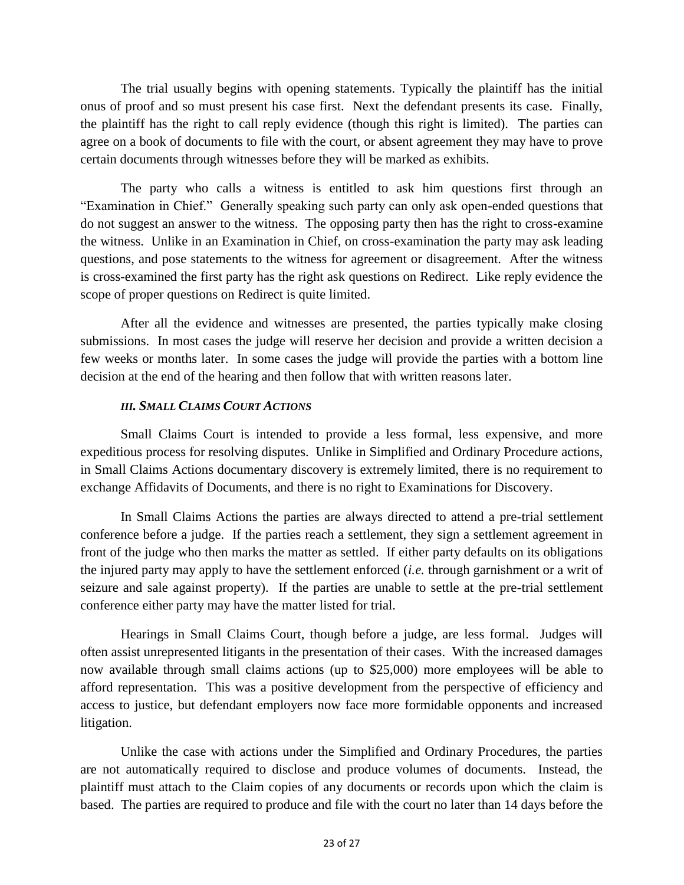The trial usually begins with opening statements. Typically the plaintiff has the initial onus of proof and so must present his case first. Next the defendant presents its case. Finally, the plaintiff has the right to call reply evidence (though this right is limited). The parties can agree on a book of documents to file with the court, or absent agreement they may have to prove certain documents through witnesses before they will be marked as exhibits.

The party who calls a witness is entitled to ask him questions first through an "Examination in Chief." Generally speaking such party can only ask open-ended questions that do not suggest an answer to the witness. The opposing party then has the right to cross-examine the witness. Unlike in an Examination in Chief, on cross-examination the party may ask leading questions, and pose statements to the witness for agreement or disagreement. After the witness is cross-examined the first party has the right ask questions on Redirect. Like reply evidence the scope of proper questions on Redirect is quite limited.

After all the evidence and witnesses are presented, the parties typically make closing submissions. In most cases the judge will reserve her decision and provide a written decision a few weeks or months later. In some cases the judge will provide the parties with a bottom line decision at the end of the hearing and then follow that with written reasons later.

### *III. SMALL CLAIMS COURT ACTIONS*

Small Claims Court is intended to provide a less formal, less expensive, and more expeditious process for resolving disputes. Unlike in Simplified and Ordinary Procedure actions, in Small Claims Actions documentary discovery is extremely limited, there is no requirement to exchange Affidavits of Documents, and there is no right to Examinations for Discovery.

In Small Claims Actions the parties are always directed to attend a pre-trial settlement conference before a judge. If the parties reach a settlement, they sign a settlement agreement in front of the judge who then marks the matter as settled. If either party defaults on its obligations the injured party may apply to have the settlement enforced (*i.e.* through garnishment or a writ of seizure and sale against property). If the parties are unable to settle at the pre-trial settlement conference either party may have the matter listed for trial.

Hearings in Small Claims Court, though before a judge, are less formal. Judges will often assist unrepresented litigants in the presentation of their cases. With the increased damages now available through small claims actions (up to $25,000) more employees will be able to afford representation. This was a positive development from the perspective of efficiency and access to justice, but defendant employers now face more formidable opponents and increased litigation.

Unlike the case with actions under the Simplified and Ordinary Procedures, the parties are not automatically required to disclose and produce volumes of documents. Instead, the plaintiff must attach to the Claim copies of any documents or records upon which the claim is based. The parties are required to produce and file with the court no later than 14 days before the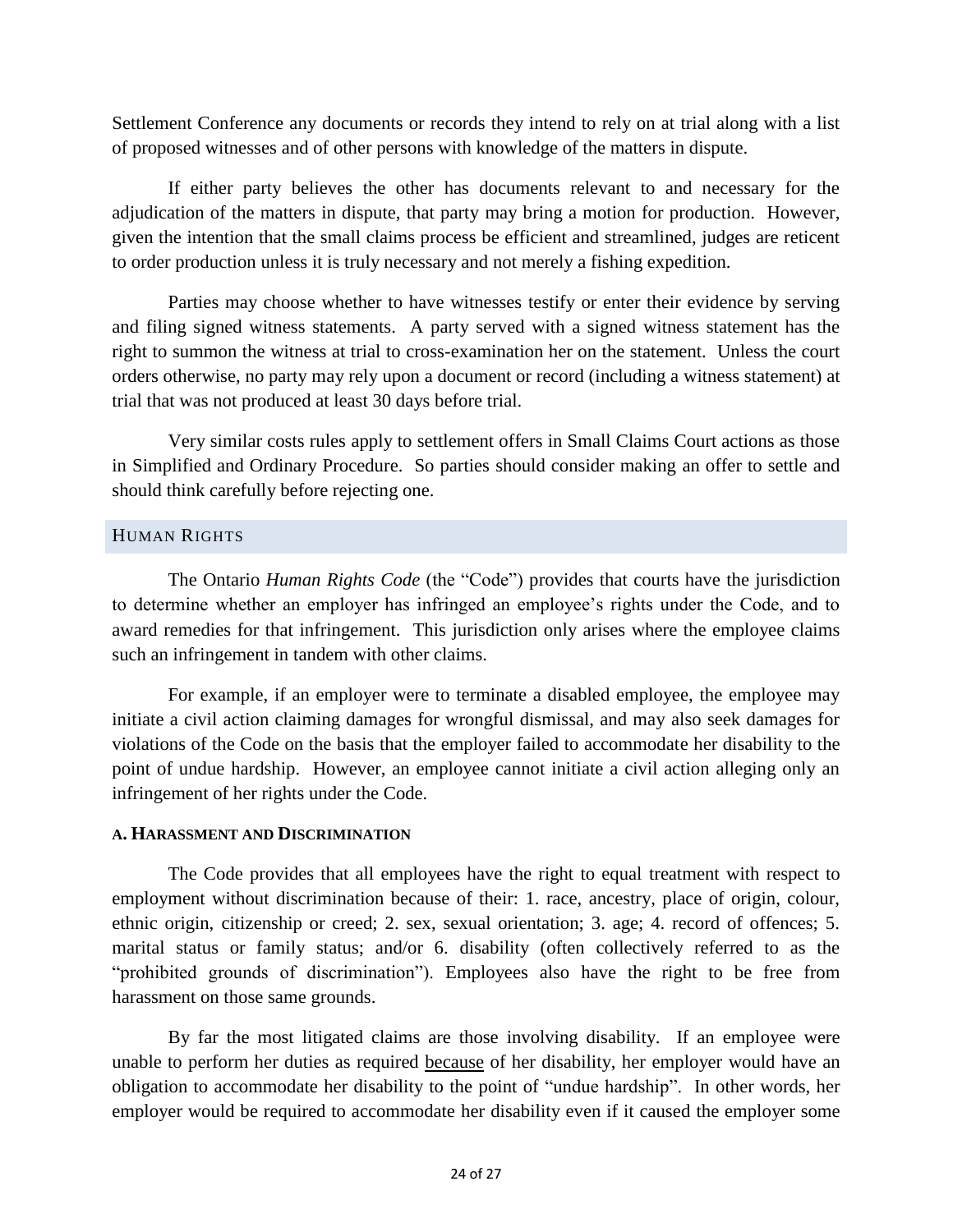Settlement Conference any documents or records they intend to rely on at trial along with a list of proposed witnesses and of other persons with knowledge of the matters in dispute.

If either party believes the other has documents relevant to and necessary for the adjudication of the matters in dispute, that party may bring a motion for production. However, given the intention that the small claims process be efficient and streamlined, judges are reticent to order production unless it is truly necessary and not merely a fishing expedition.

Parties may choose whether to have witnesses testify or enter their evidence by serving and filing signed witness statements. A party served with a signed witness statement has the right to summon the witness at trial to cross-examination her on the statement. Unless the court orders otherwise, no party may rely upon a document or record (including a witness statement) at trial that was not produced at least 30 days before trial.

Very similar costs rules apply to settlement offers in Small Claims Court actions as those in Simplified and Ordinary Procedure. So parties should consider making an offer to settle and should think carefully before rejecting one.

## Human Rights

The Ontario *Human Rights Code* (the "Code") provides that courts have the jurisdiction to determine whether an employer has infringed an employee's rights under the Code, and to award remedies for that infringement. This jurisdiction only arises where the employee claims such an infringement in tandem with other claims.

For example, if an employer were to terminate a disabled employee, the employee may initiate a civil action claiming damages for wrongful dismissal, and may also seek damages for violations of the Code on the basis that the employer failed to accommodate her disability to the point of undue hardship. However, an employee cannot initiate a civil action alleging only an infringement of her rights under the Code.

### a. Harassment and Discrimination

The Code provides that all employees have the right to equal treatment with respect to employment without discrimination because of their: 1. race, ancestry, place of origin, colour, ethnic origin, citizenship or creed; 2. sex, sexual orientation; 3. age; 4. record of offences; 5. marital status or family status; and/or 6. disability (often collectively referred to as the "prohibited grounds of discrimination"). Employees also have the right to be free from harassment on those same grounds.

By far the most litigated claims are those involving disability. If an employee were unable to perform her duties as required <u>because</u> of her disability, her employer would have an obligation to accommodate her disability to the point of "undue hardship". In other words, her employer would be required to accommodate her disability even if it caused the employer some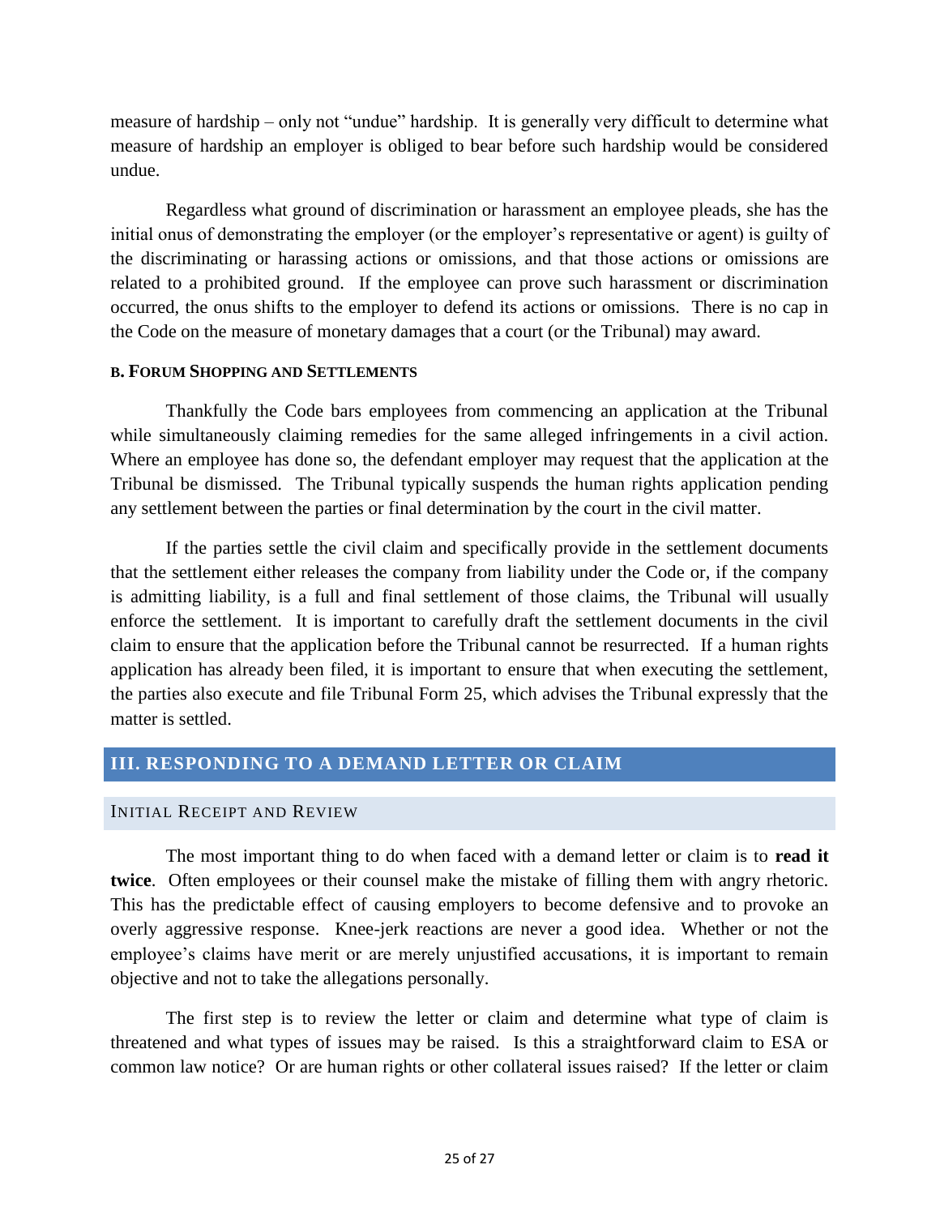measure of hardship – only not "undue" hardship. It is generally very difficult to determine what measure of hardship an employer is obliged to bear before such hardship would be considered undue.

Regardless what ground of discrimination or harassment an employee pleads, she has the initial onus of demonstrating the employer (or the employer's representative or agent) is guilty of the discriminating or harassing actions or omissions, and that those actions or omissions are related to a prohibited ground. If the employee can prove such harassment or discrimination occurred, the onus shifts to the employer to defend its actions or omissions. There is no cap in the Code on the measure of monetary damages that a court (or the Tribunal) may award.

#### B. Forum Shopping and Settlements

Thankfully the Code bars employees from commencing an application at the Tribunal while simultaneously claiming remedies for the same alleged infringements in a civil action. Where an employee has done so, the defendant employer may request that the application at the Tribunal be dismissed. The Tribunal typically suspends the human rights application pending any settlement between the parties or final determination by the court in the civil matter.

If the parties settle the civil claim and specifically provide in the settlement documents that the settlement either releases the company from liability under the Code or, if the company is admitting liability, is a full and final settlement of those claims, the Tribunal will usually enforce the settlement. It is important to carefully draft the settlement documents in the civil claim to ensure that the application before the Tribunal cannot be resurrected. If a human rights application has already been filed, it is important to ensure that when executing the settlement, the parties also execute and file Tribunal Form 25, which advises the Tribunal expressly that the matter is settled.

## III. RESPONDING TO A DEMAND LETTER OR CLAIM

### Initial Receipt and Review

The most important thing to do when faced with a demand letter or claim is to **read it twice**. Often employees or their counsel make the mistake of filling them with angry rhetoric. This has the predictable effect of causing employers to become defensive and to provoke an overly aggressive response. Knee-jerk reactions are never a good idea. Whether or not the employee's claims have merit or are merely unjustified accusations, it is important to remain objective and not to take the allegations personally.

The first step is to review the letter or claim and determine what type of claim is threatened and what types of issues may be raised. Is this a straightforward claim to ESA or common law notice? Or are human rights or other collateral issues raised? If the letter or claim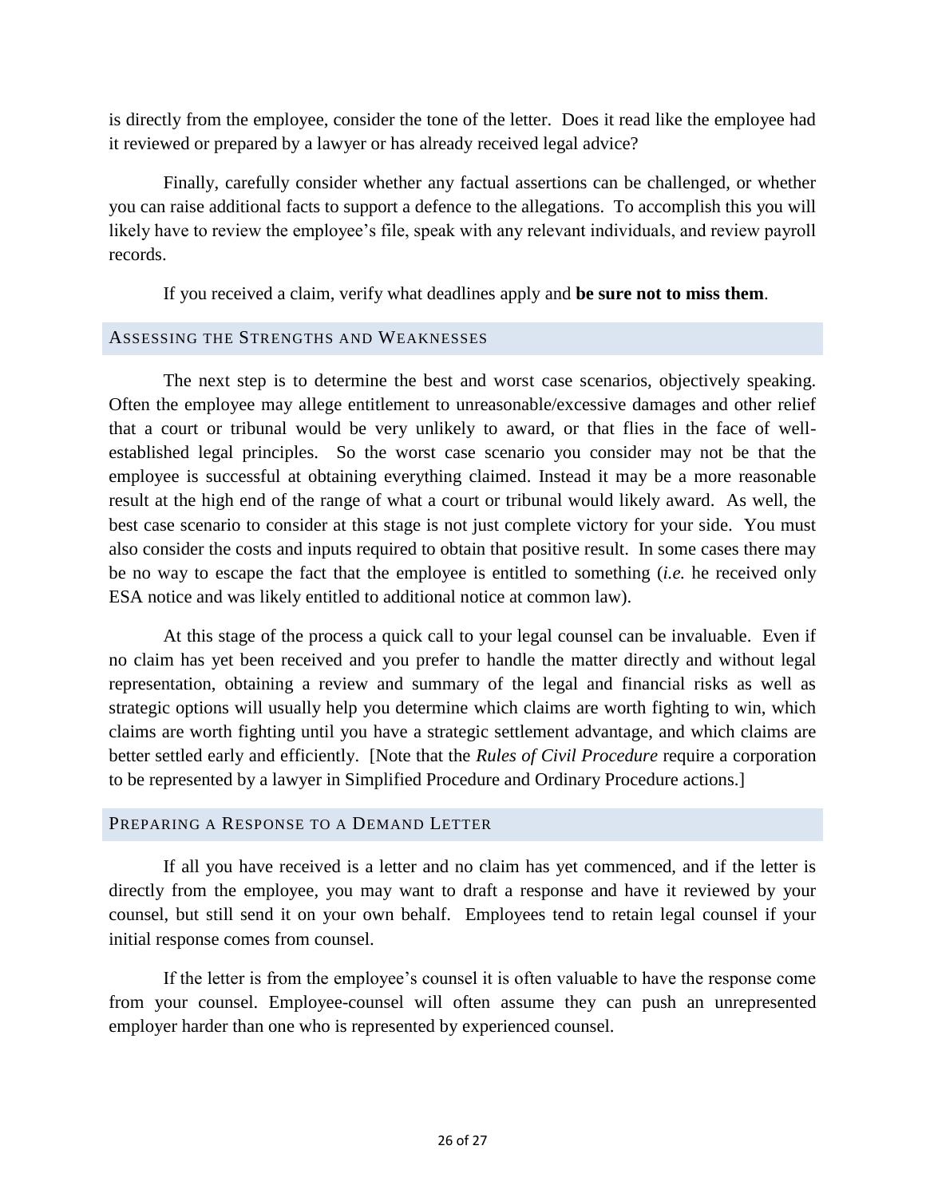is directly from the employee, consider the tone of the letter. Does it read like the employee had it reviewed or prepared by a lawyer or has already received legal advice?

Finally, carefully consider whether any factual assertions can be challenged, or whether you can raise additional facts to support a defence to the allegations. To accomplish this you will likely have to review the employee's file, speak with any relevant individuals, and review payroll records.

If you received a claim, verify what deadlines apply and **be sure not to miss them**.

## ASSESSING THE STRENGTHS AND WEAKNESSES

The next step is to determine the best and worst case scenarios, objectively speaking. Often the employee may allege entitlement to unreasonable/excessive damages and other relief that a court or tribunal would be very unlikely to award, or that flies in the face of well-established legal principles. So the worst case scenario you consider may not be that the employee is successful at obtaining everything claimed. Instead it may be a more reasonable result at the high end of the range of what a court or tribunal would likely award. As well, the best case scenario to consider at this stage is not just complete victory for your side. You must also consider the costs and inputs required to obtain that positive result. In some cases there may be no way to escape the fact that the employee is entitled to something (*i.e.* he received only ESA notice and was likely entitled to additional notice at common law).

At this stage of the process a quick call to your legal counsel can be invaluable. Even if no claim has yet been received and you prefer to handle the matter directly and without legal representation, obtaining a review and summary of the legal and financial risks as well as strategic options will usually help you determine which claims are worth fighting to win, which claims are worth fighting until you have a strategic settlement advantage, and which claims are better settled early and efficiently. [Note that the *Rules of Civil Procedure* require a corporation to be represented by a lawyer in Simplified Procedure and Ordinary Procedure actions.]

## PREPARING A RESPONSE TO A DEMAND LETTER

If all you have received is a letter and no claim has yet commenced, and if the letter is directly from the employee, you may want to draft a response and have it reviewed by your counsel, but still send it on your own behalf. Employees tend to retain legal counsel if your initial response comes from counsel.

If the letter is from the employee's counsel it is often valuable to have the response come from your counsel. Employee-counsel will often assume they can push an unrepresented employer harder than one who is represented by experienced counsel.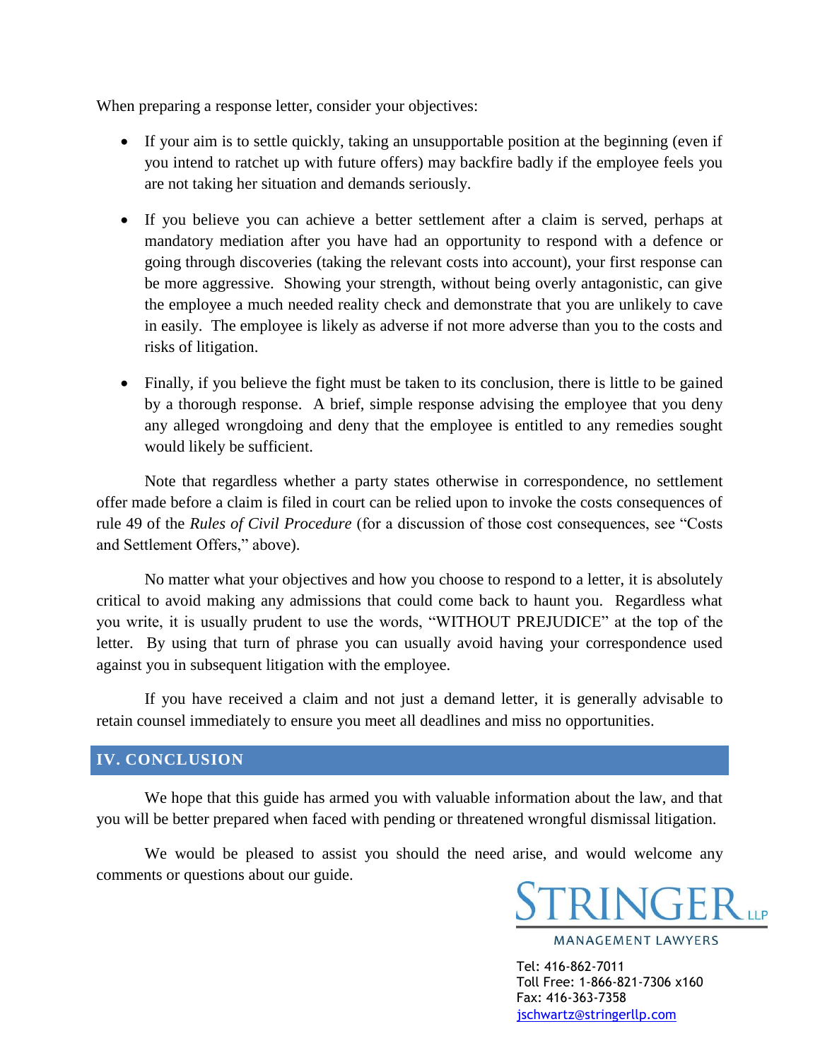When preparing a response letter, consider your objectives:

- If your aim is to settle quickly, taking an unsupportable position at the beginning (even if you intend to ratchet up with future offers) may backfire badly if the employee feels you are not taking her situation and demands seriously.
- If you believe you can achieve a better settlement after a claim is served, perhaps at mandatory mediation after you have had an opportunity to respond with a defence or going through discoveries (taking the relevant costs into account), your first response can be more aggressive. Showing your strength, without being overly antagonistic, can give the employee a much needed reality check and demonstrate that you are unlikely to cave in easily. The employee is likely as adverse if not more adverse than you to the costs and risks of litigation.
- Finally, if you believe the fight must be taken to its conclusion, there is little to be gained by a thorough response. A brief, simple response advising the employee that you deny any alleged wrongdoing and deny that the employee is entitled to any remedies sought would likely be sufficient.

Note that regardless whether a party states otherwise in correspondence, no settlement offer made before a claim is filed in court can be relied upon to invoke the costs consequences of rule 49 of the *Rules of Civil Procedure* (for a discussion of those cost consequences, see "Costs and Settlement Offers," above).

No matter what your objectives and how you choose to respond to a letter, it is absolutely critical to avoid making any admissions that could come back to haunt you. Regardless what you write, it is usually prudent to use the words, "WITHOUT PREJUDICE" at the top of the letter. By using that turn of phrase you can usually avoid having your correspondence used against you in subsequent litigation with the employee.

If you have received a claim and not just a demand letter, it is generally advisable to retain counsel immediately to ensure you meet all deadlines and miss no opportunities.

## IV. CONCLUSION

We hope that this guide has armed you with valuable information about the law, and that you will be better prepared when faced with pending or threatened wrongful dismissal litigation.

We would be pleased to assist you should the need arise, and would welcome any comments or questions about our guide.

STRINGER LLP
MANAGEMENT LAWYERS

Tel: 416-862-7011
Toll Free: 1-866-821-7306 x160
Fax: 416-363-7358
jschwartz@stringerllp.com